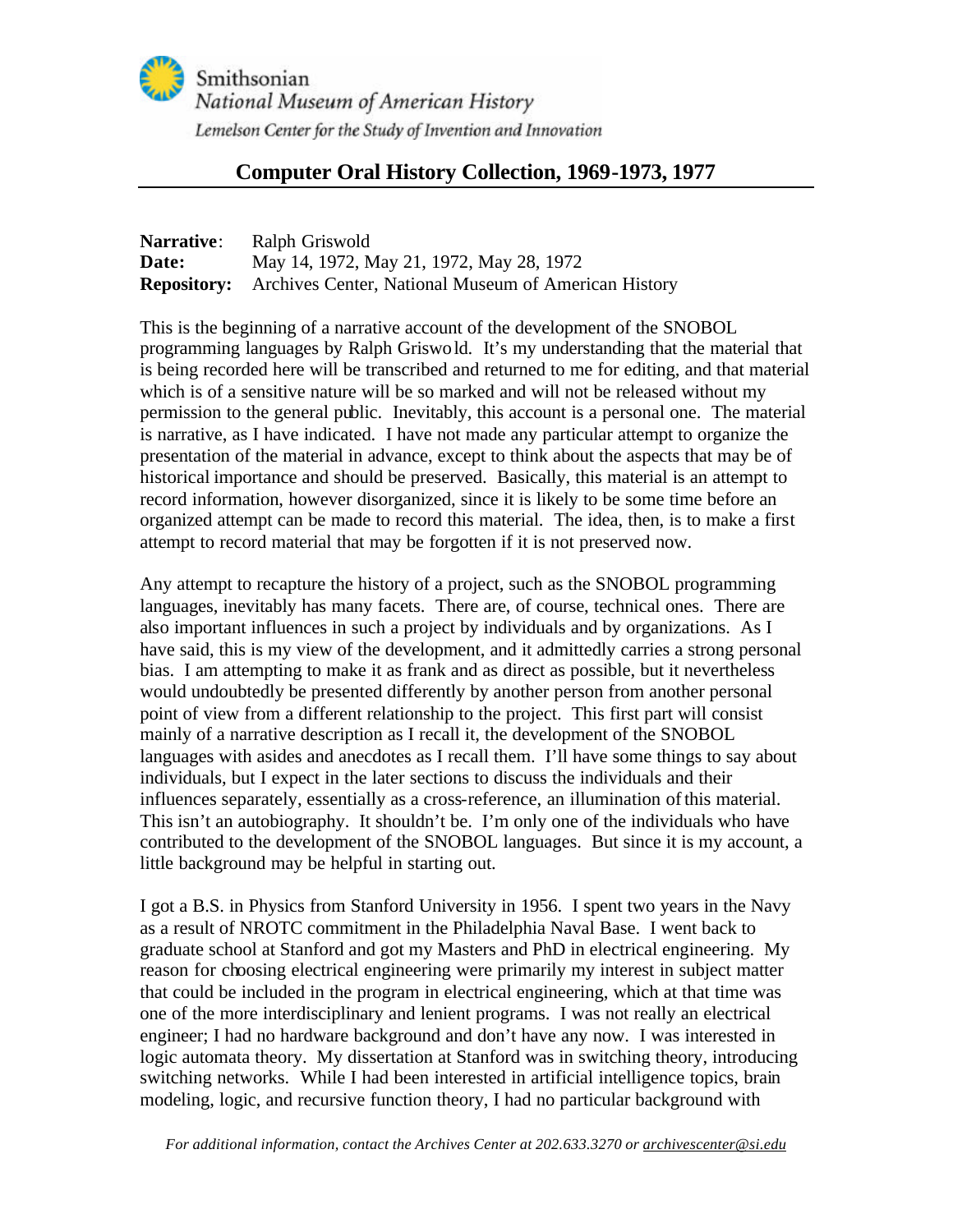Smithsonian
*National Museum of American History*
*Lemelson Center for the Study of Invention and Innovation*

## Computer Oral History Collection, 1969-1973, 1977

**Narrative**: Ralph Griswold
**Date:** May 14, 1972, May 21, 1972, May 28, 1972
**Repository:** Archives Center, National Museum of American History

This is the beginning of a narrative account of the development of the SNOBOL programming languages by Ralph Griswold. It's my understanding that the material that is being recorded here will be transcribed and returned to me for editing, and that material which is of a sensitive nature will be so marked and will not be released without my permission to the general public. Inevitably, this account is a personal one. The material is narrative, as I have indicated. I have not made any particular attempt to organize the presentation of the material in advance, except to think about the aspects that may be of historical importance and should be preserved. Basically, this material is an attempt to record information, however disorganized, since it is likely to be some time before an organized attempt can be made to record this material. The idea, then, is to make a first attempt to record material that may be forgotten if it is not preserved now.

Any attempt to recapture the history of a project, such as the SNOBOL programming languages, inevitably has many facets. There are, of course, technical ones. There are also important influences in such a project by individuals and by organizations. As I have said, this is my view of the development, and it admittedly carries a strong personal bias. I am attempting to make it as frank and as direct as possible, but it nevertheless would undoubtedly be presented differently by another person from another personal point of view from a different relationship to the project. This first part will consist mainly of a narrative description as I recall it, the development of the SNOBOL languages with asides and anecdotes as I recall them. I'll have some things to say about individuals, but I expect in the later sections to discuss the individuals and their influences separately, essentially as a cross-reference, an illumination of this material. This isn't an autobiography. It shouldn't be. I'm only one of the individuals who have contributed to the development of the SNOBOL languages. But since it is my account, a little background may be helpful in starting out.

I got a B.S. in Physics from Stanford University in 1956. I spent two years in the Navy as a result of NROTC commitment in the Philadelphia Naval Base. I went back to graduate school at Stanford and got my Masters and PhD in electrical engineering. My reason for choosing electrical engineering were primarily my interest in subject matter that could be included in the program in electrical engineering, which at that time was one of the more interdisciplinary and lenient programs. I was not really an electrical engineer; I had no hardware background and don't have any now. I was interested in logic automata theory. My dissertation at Stanford was in switching theory, introducing switching networks. While I had been interested in artificial intelligence topics, brain modeling, logic, and recursive function theory, I had no particular background with

*For additional information, contact the Archives Center at 202.633.3270 or archivescenter@si.edu*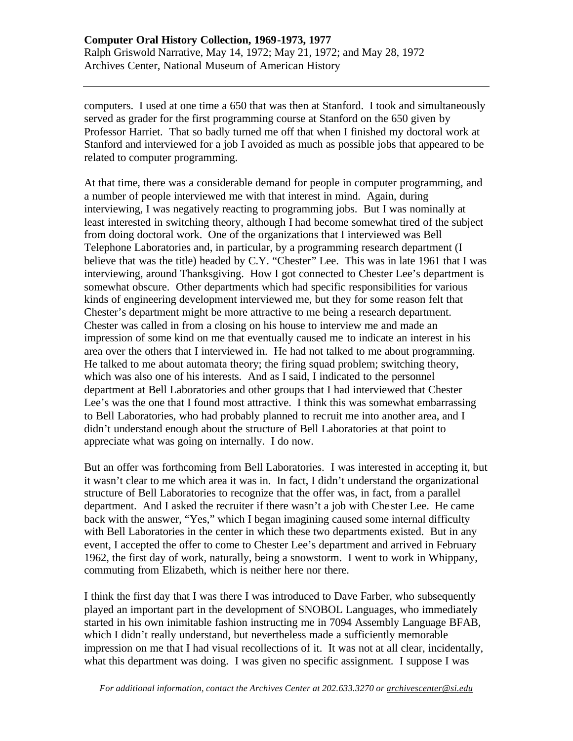computers. I used at one time a 650 that was then at Stanford. I took and simultaneously served as grader for the first programming course at Stanford on the 650 given by Professor Harriet. That so badly turned me off that when I finished my doctoral work at Stanford and interviewed for a job I avoided as much as possible jobs that appeared to be related to computer programming.

At that time, there was a considerable demand for people in computer programming, and a number of people interviewed me with that interest in mind. Again, during interviewing, I was negatively reacting to programming jobs. But I was nominally at least interested in switching theory, although I had become somewhat tired of the subject from doing doctoral work. One of the organizations that I interviewed was Bell Telephone Laboratories and, in particular, by a programming research department (I believe that was the title) headed by C.Y. "Chester" Lee. This was in late 1961 that I was interviewing, around Thanksgiving. How I got connected to Chester Lee's department is somewhat obscure. Other departments which had specific responsibilities for various kinds of engineering development interviewed me, but they for some reason felt that Chester's department might be more attractive to me being a research department. Chester was called in from a closing on his house to interview me and made an impression of some kind on me that eventually caused me to indicate an interest in his area over the others that I interviewed in. He had not talked to me about programming. He talked to me about automata theory; the firing squad problem; switching theory, which was also one of his interests. And as I said, I indicated to the personnel department at Bell Laboratories and other groups that I had interviewed that Chester Lee's was the one that I found most attractive. I think this was somewhat embarrassing to Bell Laboratories, who had probably planned to recruit me into another area, and I didn't understand enough about the structure of Bell Laboratories at that point to appreciate what was going on internally. I do now.

But an offer was forthcoming from Bell Laboratories. I was interested in accepting it, but it wasn't clear to me which area it was in. In fact, I didn't understand the organizational structure of Bell Laboratories to recognize that the offer was, in fact, from a parallel department. And I asked the recruiter if there wasn't a job with Chester Lee. He came back with the answer, "Yes," which I began imagining caused some internal difficulty with Bell Laboratories in the center in which these two departments existed. But in any event, I accepted the offer to come to Chester Lee's department and arrived in February 1962, the first day of work, naturally, being a snowstorm. I went to work in Whippany, commuting from Elizabeth, which is neither here nor there.

I think the first day that I was there I was introduced to Dave Farber, who subsequently played an important part in the development of SNOBOL Languages, who immediately started in his own inimitable fashion instructing me in 7094 Assembly Language BFAB, which I didn't really understand, but nevertheless made a sufficiently memorable impression on me that I had visual recollections of it. It was not at all clear, incidentally, what this department was doing. I was given no specific assignment. I suppose I was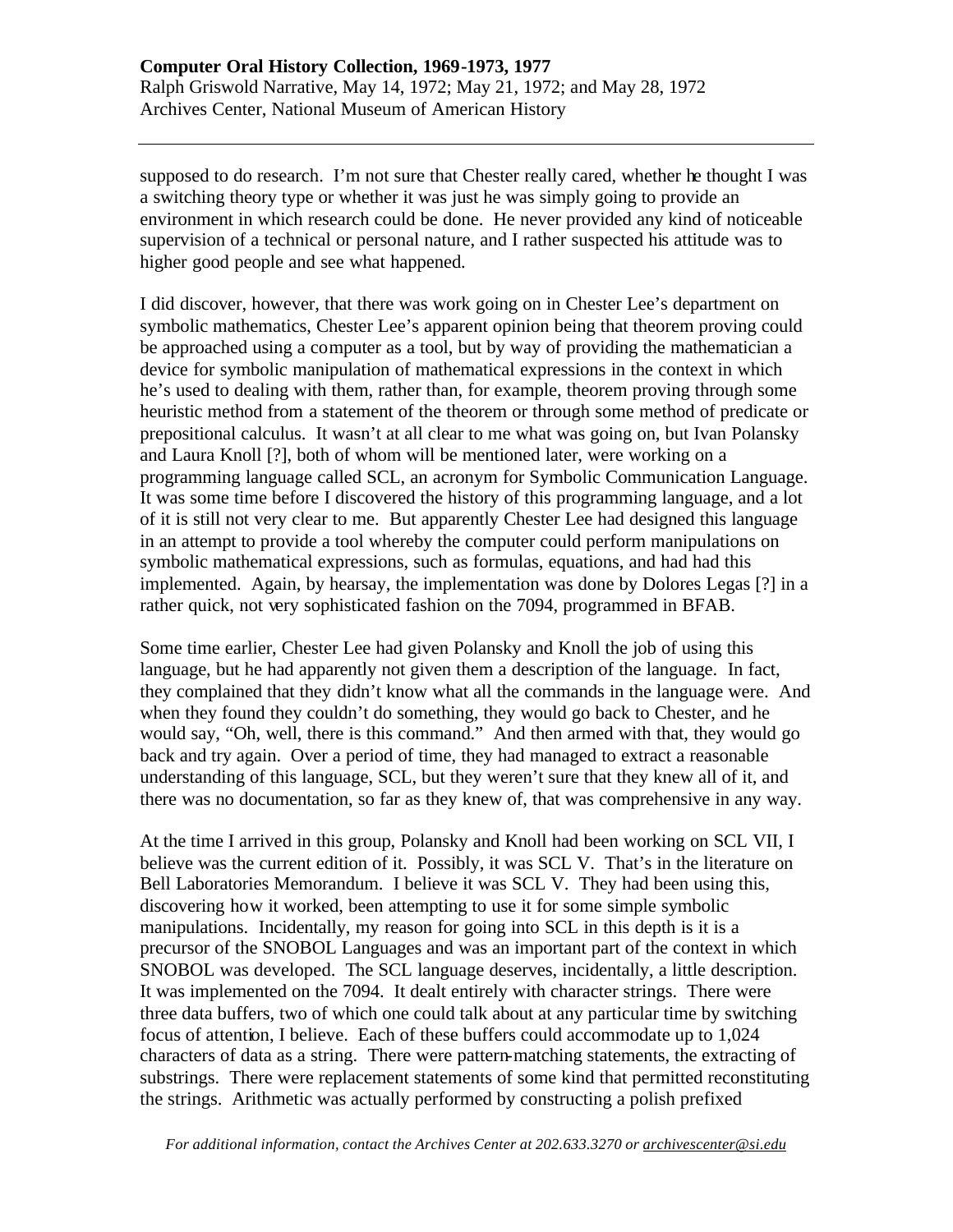supposed to do research. I'm not sure that Chester really cared, whether he thought I was a switching theory type or whether it was just he was simply going to provide an environment in which research could be done. He never provided any kind of noticeable supervision of a technical or personal nature, and I rather suspected his attitude was to higher good people and see what happened.

I did discover, however, that there was work going on in Chester Lee's department on symbolic mathematics, Chester Lee's apparent opinion being that theorem proving could be approached using a computer as a tool, but by way of providing the mathematician a device for symbolic manipulation of mathematical expressions in the context in which he's used to dealing with them, rather than, for example, theorem proving through some heuristic method from a statement of the theorem or through some method of predicate or prepositional calculus. It wasn't at all clear to me what was going on, but Ivan Polansky and Laura Knoll [?], both of whom will be mentioned later, were working on a programming language called SCL, an acronym for Symbolic Communication Language. It was some time before I discovered the history of this programming language, and a lot of it is still not very clear to me. But apparently Chester Lee had designed this language in an attempt to provide a tool whereby the computer could perform manipulations on symbolic mathematical expressions, such as formulas, equations, and had had this implemented. Again, by hearsay, the implementation was done by Dolores Legas [?] in a rather quick, not very sophisticated fashion on the 7094, programmed in BFAB.

Some time earlier, Chester Lee had given Polansky and Knoll the job of using this language, but he had apparently not given them a description of the language. In fact, they complained that they didn't know what all the commands in the language were. And when they found they couldn't do something, they would go back to Chester, and he would say, "Oh, well, there is this command." And then armed with that, they would go back and try again. Over a period of time, they had managed to extract a reasonable understanding of this language, SCL, but they weren't sure that they knew all of it, and there was no documentation, so far as they knew of, that was comprehensive in any way.

At the time I arrived in this group, Polansky and Knoll had been working on SCL VII, I believe was the current edition of it. Possibly, it was SCL V. That's in the literature on Bell Laboratories Memorandum. I believe it was SCL V. They had been using this, discovering how it worked, been attempting to use it for some simple symbolic manipulations. Incidentally, my reason for going into SCL in this depth is it is a precursor of the SNOBOL Languages and was an important part of the context in which SNOBOL was developed. The SCL language deserves, incidentally, a little description. It was implemented on the 7094. It dealt entirely with character strings. There were three data buffers, two of which one could talk about at any particular time by switching focus of attention, I believe. Each of these buffers could accommodate up to 1,024 characters of data as a string. There were pattern-matching statements, the extracting of substrings. There were replacement statements of some kind that permitted reconstituting the strings. Arithmetic was actually performed by constructing a polish prefixed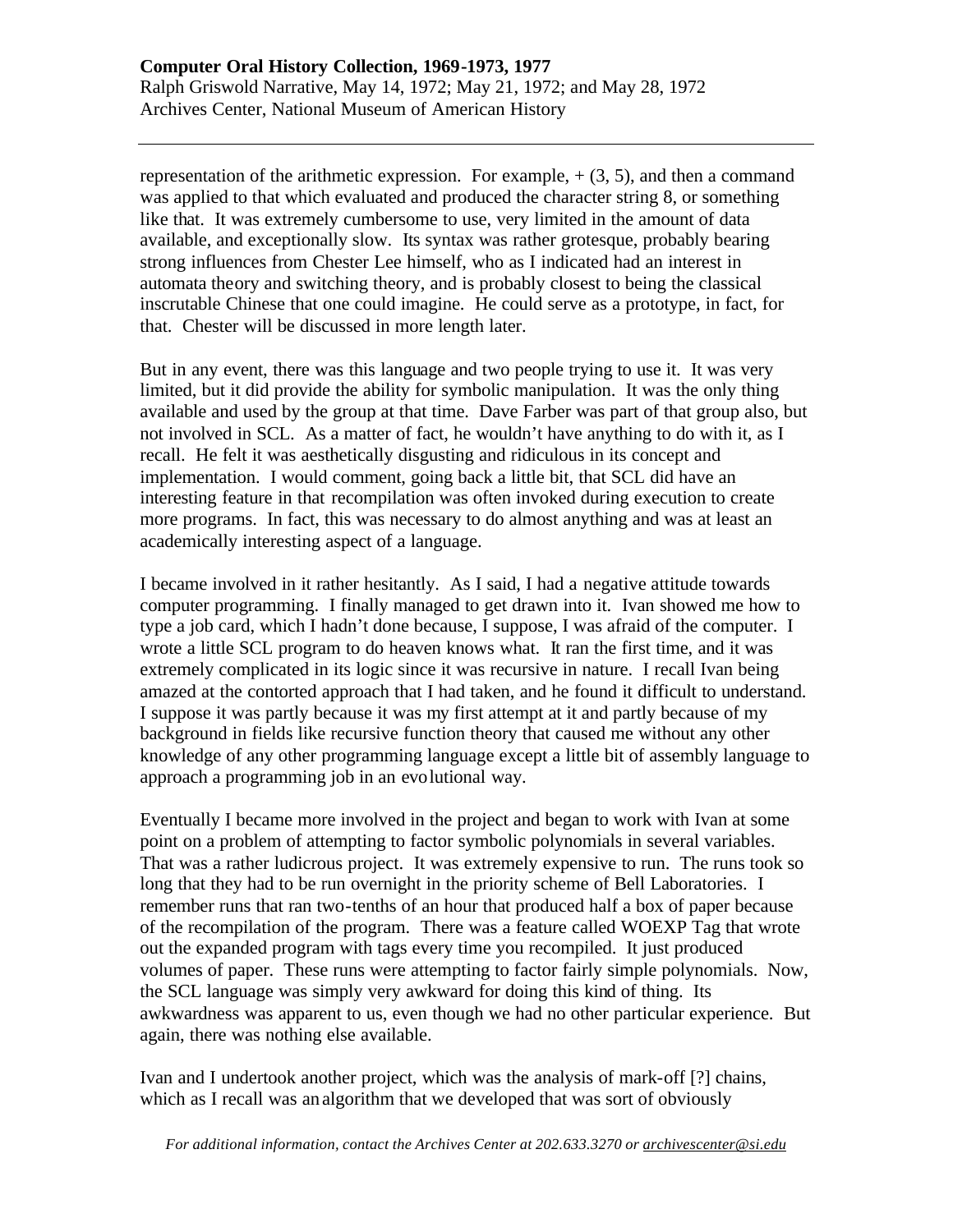representation of the arithmetic expression. For example, + (3, 5), and then a command was applied to that which evaluated and produced the character string 8, or something like that. It was extremely cumbersome to use, very limited in the amount of data available, and exceptionally slow. Its syntax was rather grotesque, probably bearing strong influences from Chester Lee himself, who as I indicated had an interest in automata theory and switching theory, and is probably closest to being the classical inscrutable Chinese that one could imagine. He could serve as a prototype, in fact, for that. Chester will be discussed in more length later.

But in any event, there was this language and two people trying to use it. It was very limited, but it did provide the ability for symbolic manipulation. It was the only thing available and used by the group at that time. Dave Farber was part of that group also, but not involved in SCL. As a matter of fact, he wouldn't have anything to do with it, as I recall. He felt it was aesthetically disgusting and ridiculous in its concept and implementation. I would comment, going back a little bit, that SCL did have an interesting feature in that recompilation was often invoked during execution to create more programs. In fact, this was necessary to do almost anything and was at least an academically interesting aspect of a language.

I became involved in it rather hesitantly. As I said, I had a negative attitude towards computer programming. I finally managed to get drawn into it. Ivan showed me how to type a job card, which I hadn't done because, I suppose, I was afraid of the computer. I wrote a little SCL program to do heaven knows what. It ran the first time, and it was extremely complicated in its logic since it was recursive in nature. I recall Ivan being amazed at the contorted approach that I had taken, and he found it difficult to understand. I suppose it was partly because it was my first attempt at it and partly because of my background in fields like recursive function theory that caused me without any other knowledge of any other programming language except a little bit of assembly language to approach a programming job in an evolutional way.

Eventually I became more involved in the project and began to work with Ivan at some point on a problem of attempting to factor symbolic polynomials in several variables. That was a rather ludicrous project. It was extremely expensive to run. The runs took so long that they had to be run overnight in the priority scheme of Bell Laboratories. I remember runs that ran two-tenths of an hour that produced half a box of paper because of the recompilation of the program. There was a feature called WOEXP Tag that wrote out the expanded program with tags every time you recompiled. It just produced volumes of paper. These runs were attempting to factor fairly simple polynomials. Now, the SCL language was simply very awkward for doing this kind of thing. Its awkwardness was apparent to us, even though we had no other particular experience. But again, there was nothing else available.

Ivan and I undertook another project, which was the analysis of mark-off [?] chains, which as I recall was an algorithm that we developed that was sort of obviously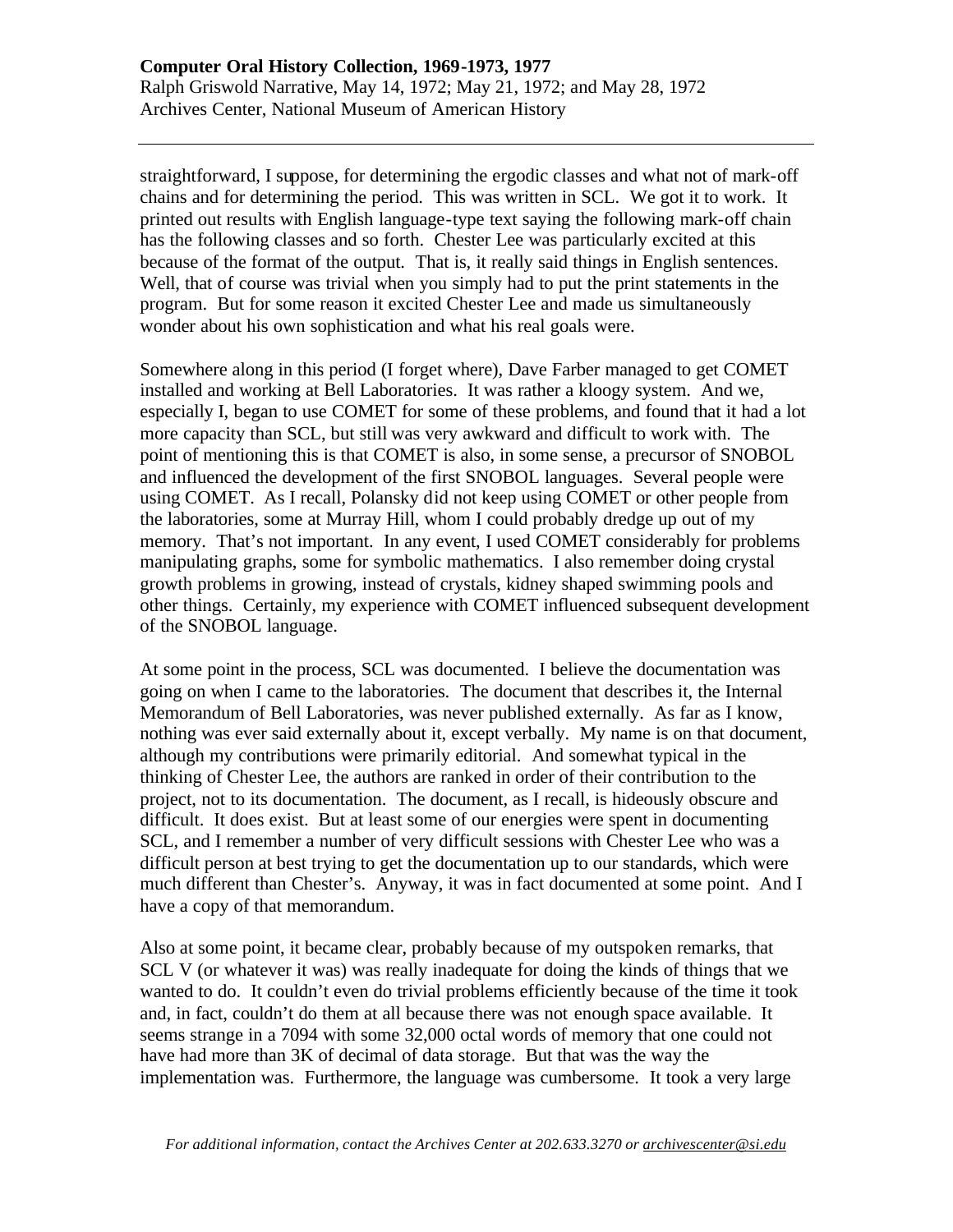straightforward, I suppose, for determining the ergodic classes and what not of mark-off chains and for determining the period. This was written in SCL. We got it to work. It printed out results with English language-type text saying the following mark-off chain has the following classes and so forth. Chester Lee was particularly excited at this because of the format of the output. That is, it really said things in English sentences. Well, that of course was trivial when you simply had to put the print statements in the program. But for some reason it excited Chester Lee and made us simultaneously wonder about his own sophistication and what his real goals were.

Somewhere along in this period (I forget where), Dave Farber managed to get COMET installed and working at Bell Laboratories. It was rather a kloogy system. And we, especially I, began to use COMET for some of these problems, and found that it had a lot more capacity than SCL, but still was very awkward and difficult to work with. The point of mentioning this is that COMET is also, in some sense, a precursor of SNOBOL and influenced the development of the first SNOBOL languages. Several people were using COMET. As I recall, Polansky did not keep using COMET or other people from the laboratories, some at Murray Hill, whom I could probably dredge up out of my memory. That's not important. In any event, I used COMET considerably for problems manipulating graphs, some for symbolic mathematics. I also remember doing crystal growth problems in growing, instead of crystals, kidney shaped swimming pools and other things. Certainly, my experience with COMET influenced subsequent development of the SNOBOL language.

At some point in the process, SCL was documented. I believe the documentation was going on when I came to the laboratories. The document that describes it, the Internal Memorandum of Bell Laboratories, was never published externally. As far as I know, nothing was ever said externally about it, except verbally. My name is on that document, although my contributions were primarily editorial. And somewhat typical in the thinking of Chester Lee, the authors are ranked in order of their contribution to the project, not to its documentation. The document, as I recall, is hideously obscure and difficult. It does exist. But at least some of our energies were spent in documenting SCL, and I remember a number of very difficult sessions with Chester Lee who was a difficult person at best trying to get the documentation up to our standards, which were much different than Chester's. Anyway, it was in fact documented at some point. And I have a copy of that memorandum.

Also at some point, it became clear, probably because of my outspoken remarks, that SCL V (or whatever it was) was really inadequate for doing the kinds of things that we wanted to do. It couldn't even do trivial problems efficiently because of the time it took and, in fact, couldn't do them at all because there was not enough space available. It seems strange in a 7094 with some 32,000 octal words of memory that one could not have had more than 3K of decimal of data storage. But that was the way the implementation was. Furthermore, the language was cumbersome. It took a very large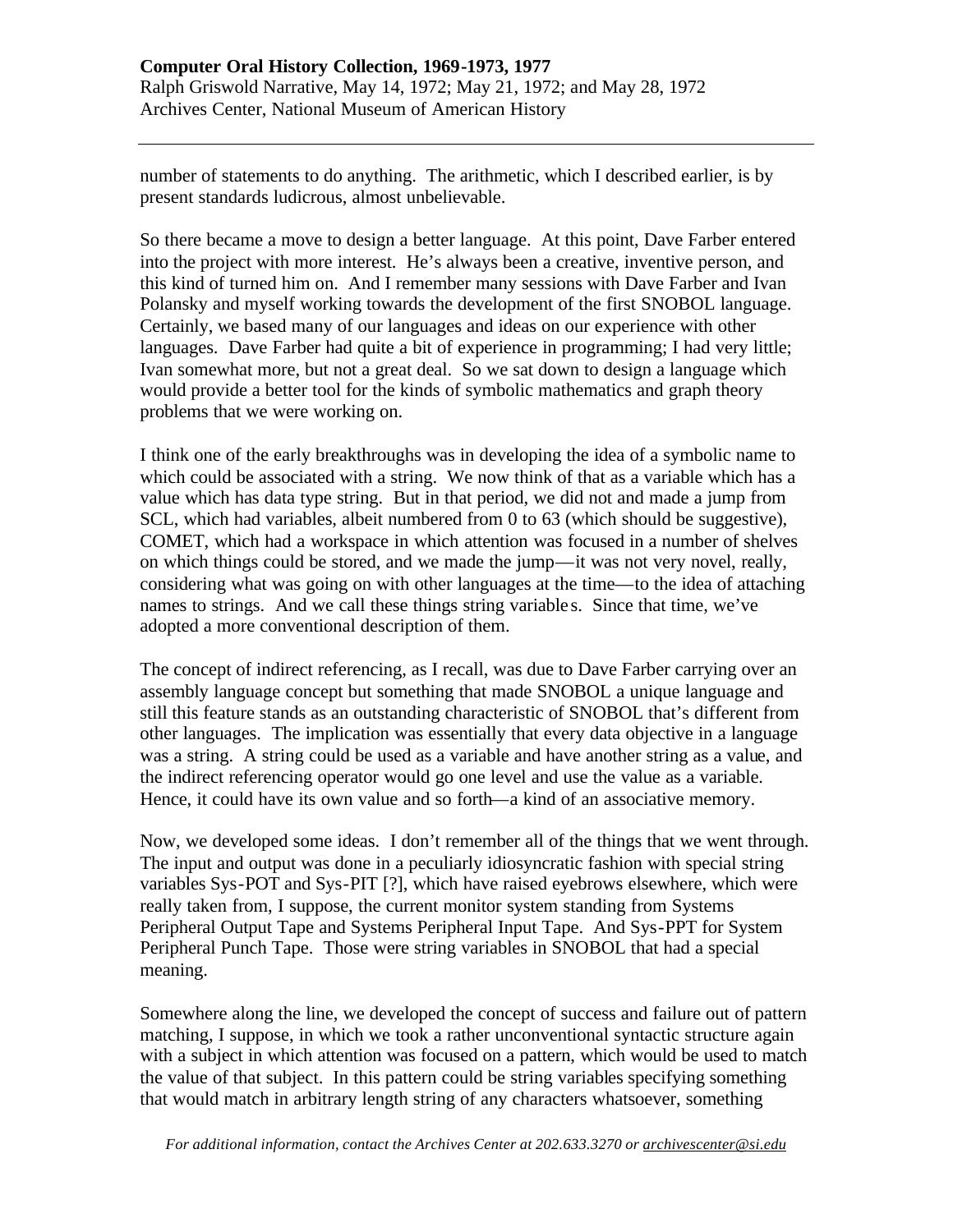number of statements to do anything. The arithmetic, which I described earlier, is by present standards ludicrous, almost unbelievable.

So there became a move to design a better language. At this point, Dave Farber entered into the project with more interest. He's always been a creative, inventive person, and this kind of turned him on. And I remember many sessions with Dave Farber and Ivan Polansky and myself working towards the development of the first SNOBOL language. Certainly, we based many of our languages and ideas on our experience with other languages. Dave Farber had quite a bit of experience in programming; I had very little; Ivan somewhat more, but not a great deal. So we sat down to design a language which would provide a better tool for the kinds of symbolic mathematics and graph theory problems that we were working on.

I think one of the early breakthroughs was in developing the idea of a symbolic name to which could be associated with a string. We now think of that as a variable which has a value which has data type string. But in that period, we did not and made a jump from SCL, which had variables, albeit numbered from 0 to 63 (which should be suggestive), COMET, which had a workspace in which attention was focused in a number of shelves on which things could be stored, and we made the jump—it was not very novel, really, considering what was going on with other languages at the time—to the idea of attaching names to strings. And we call these things string variables. Since that time, we've adopted a more conventional description of them.

The concept of indirect referencing, as I recall, was due to Dave Farber carrying over an assembly language concept but something that made SNOBOL a unique language and still this feature stands as an outstanding characteristic of SNOBOL that's different from other languages. The implication was essentially that every data objective in a language was a string. A string could be used as a variable and have another string as a value, and the indirect referencing operator would go one level and use the value as a variable. Hence, it could have its own value and so forth—a kind of an associative memory.

Now, we developed some ideas. I don't remember all of the things that we went through. The input and output was done in a peculiarly idiosyncratic fashion with special string variables Sys-POT and Sys-PIT [?], which have raised eyebrows elsewhere, which were really taken from, I suppose, the current monitor system standing from Systems Peripheral Output Tape and Systems Peripheral Input Tape. And Sys-PPT for System Peripheral Punch Tape. Those were string variables in SNOBOL that had a special meaning.

Somewhere along the line, we developed the concept of success and failure out of pattern matching, I suppose, in which we took a rather unconventional syntactic structure again with a subject in which attention was focused on a pattern, which would be used to match the value of that subject. In this pattern could be string variables specifying something that would match in arbitrary length string of any characters whatsoever, something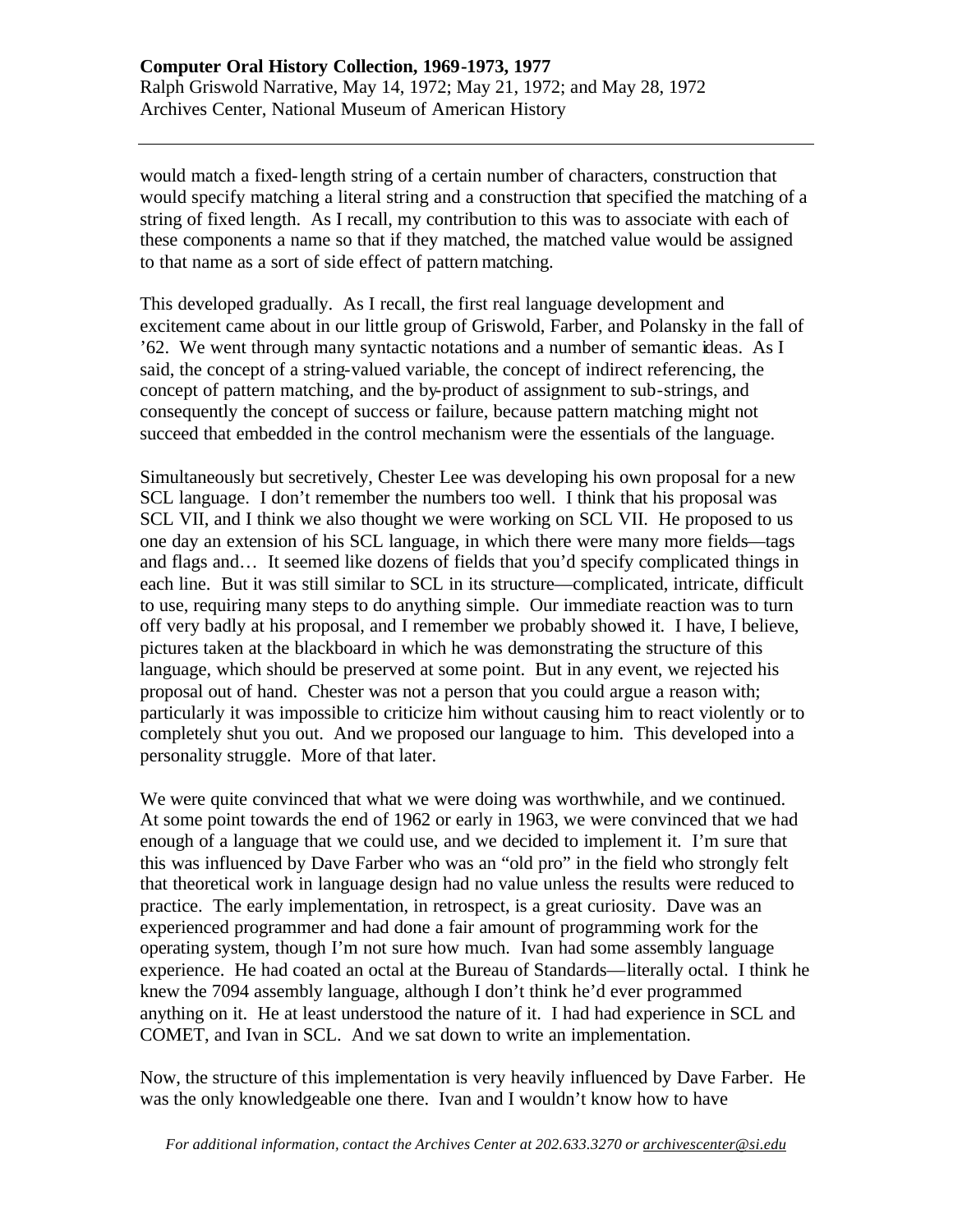would match a fixed-length string of a certain number of characters, construction that would specify matching a literal string and a construction that specified the matching of a string of fixed length. As I recall, my contribution to this was to associate with each of these components a name so that if they matched, the matched value would be assigned to that name as a sort of side effect of pattern matching.

This developed gradually. As I recall, the first real language development and excitement came about in our little group of Griswold, Farber, and Polansky in the fall of '62. We went through many syntactic notations and a number of semantic ideas. As I said, the concept of a string-valued variable, the concept of indirect referencing, the concept of pattern matching, and the by-product of assignment to sub-strings, and consequently the concept of success or failure, because pattern matching might not succeed that embedded in the control mechanism were the essentials of the language.

Simultaneously but secretively, Chester Lee was developing his own proposal for a new SCL language. I don't remember the numbers too well. I think that his proposal was SCL VII, and I think we also thought we were working on SCL VII. He proposed to us one day an extension of his SCL language, in which there were many more fields—tags and flags and… It seemed like dozens of fields that you'd specify complicated things in each line. But it was still similar to SCL in its structure—complicated, intricate, difficult to use, requiring many steps to do anything simple. Our immediate reaction was to turn off very badly at his proposal, and I remember we probably showed it. I have, I believe, pictures taken at the blackboard in which he was demonstrating the structure of this language, which should be preserved at some point. But in any event, we rejected his proposal out of hand. Chester was not a person that you could argue a reason with; particularly it was impossible to criticize him without causing him to react violently or to completely shut you out. And we proposed our language to him. This developed into a personality struggle. More of that later.

We were quite convinced that what we were doing was worthwhile, and we continued. At some point towards the end of 1962 or early in 1963, we were convinced that we had enough of a language that we could use, and we decided to implement it. I'm sure that this was influenced by Dave Farber who was an "old pro" in the field who strongly felt that theoretical work in language design had no value unless the results were reduced to practice. The early implementation, in retrospect, is a great curiosity. Dave was an experienced programmer and had done a fair amount of programming work for the operating system, though I'm not sure how much. Ivan had some assembly language experience. He had coated an octal at the Bureau of Standards—literally octal. I think he knew the 7094 assembly language, although I don't think he'd ever programmed anything on it. He at least understood the nature of it. I had had experience in SCL and COMET, and Ivan in SCL. And we sat down to write an implementation.

Now, the structure of this implementation is very heavily influenced by Dave Farber. He was the only knowledgeable one there. Ivan and I wouldn't know how to have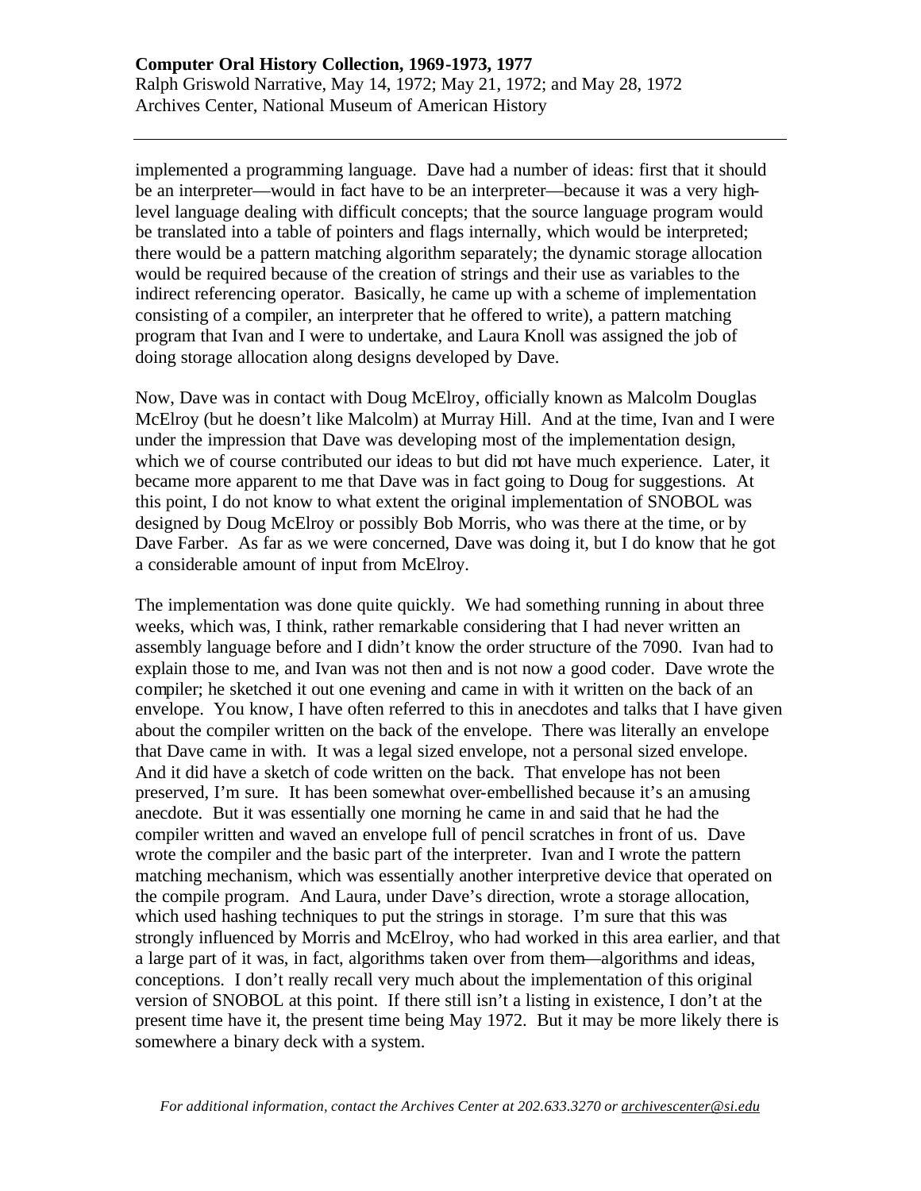implemented a programming language. Dave had a number of ideas: first that it should be an interpreter—would in fact have to be an interpreter—because it was a very high-level language dealing with difficult concepts; that the source language program would be translated into a table of pointers and flags internally, which would be interpreted; there would be a pattern matching algorithm separately; the dynamic storage allocation would be required because of the creation of strings and their use as variables to the indirect referencing operator. Basically, he came up with a scheme of implementation consisting of a compiler, an interpreter that he offered to write), a pattern matching program that Ivan and I were to undertake, and Laura Knoll was assigned the job of doing storage allocation along designs developed by Dave.

Now, Dave was in contact with Doug McElroy, officially known as Malcolm Douglas McElroy (but he doesn't like Malcolm) at Murray Hill. And at the time, Ivan and I were under the impression that Dave was developing most of the implementation design, which we of course contributed our ideas to but did not have much experience. Later, it became more apparent to me that Dave was in fact going to Doug for suggestions. At this point, I do not know to what extent the original implementation of SNOBOL was designed by Doug McElroy or possibly Bob Morris, who was there at the time, or by Dave Farber. As far as we were concerned, Dave was doing it, but I do know that he got a considerable amount of input from McElroy.

The implementation was done quite quickly. We had something running in about three weeks, which was, I think, rather remarkable considering that I had never written an assembly language before and I didn't know the order structure of the 7090. Ivan had to explain those to me, and Ivan was not then and is not now a good coder. Dave wrote the compiler; he sketched it out one evening and came in with it written on the back of an envelope. You know, I have often referred to this in anecdotes and talks that I have given about the compiler written on the back of the envelope. There was literally an envelope that Dave came in with. It was a legal sized envelope, not a personal sized envelope. And it did have a sketch of code written on the back. That envelope has not been preserved, I'm sure. It has been somewhat over-embellished because it's an amusing anecdote. But it was essentially one morning he came in and said that he had the compiler written and waved an envelope full of pencil scratches in front of us. Dave wrote the compiler and the basic part of the interpreter. Ivan and I wrote the pattern matching mechanism, which was essentially another interpretive device that operated on the compile program. And Laura, under Dave's direction, wrote a storage allocation, which used hashing techniques to put the strings in storage. I'm sure that this was strongly influenced by Morris and McElroy, who had worked in this area earlier, and that a large part of it was, in fact, algorithms taken over from them—algorithms and ideas, conceptions. I don't really recall very much about the implementation of this original version of SNOBOL at this point. If there still isn't a listing in existence, I don't at the present time have it, the present time being May 1972. But it may be more likely there is somewhere a binary deck with a system.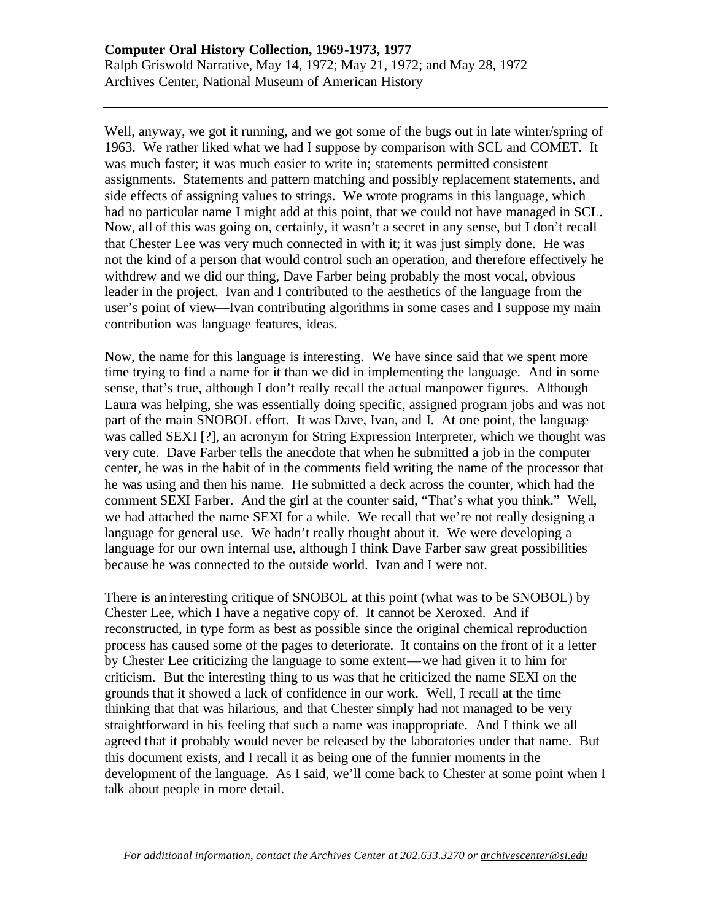Well, anyway, we got it running, and we got some of the bugs out in late winter/spring of 1963. We rather liked what we had I suppose by comparison with SCL and COMET. It was much faster; it was much easier to write in; statements permitted consistent assignments. Statements and pattern matching and possibly replacement statements, and side effects of assigning values to strings. We wrote programs in this language, which had no particular name I might add at this point, that we could not have managed in SCL. Now, all of this was going on, certainly, it wasn't a secret in any sense, but I don't recall that Chester Lee was very much connected in with it; it was just simply done. He was not the kind of a person that would control such an operation, and therefore effectively he withdrew and we did our thing, Dave Farber being probably the most vocal, obvious leader in the project. Ivan and I contributed to the aesthetics of the language from the user's point of view—Ivan contributing algorithms in some cases and I suppose my main contribution was language features, ideas.

Now, the name for this language is interesting. We have since said that we spent more time trying to find a name for it than we did in implementing the language. And in some sense, that's true, although I don't really recall the actual manpower figures. Although Laura was helping, she was essentially doing specific, assigned program jobs and was not part of the main SNOBOL effort. It was Dave, Ivan, and I. At one point, the language was called SEXI [?], an acronym for String Expression Interpreter, which we thought was very cute. Dave Farber tells the anecdote that when he submitted a job in the computer center, he was in the habit of in the comments field writing the name of the processor that he was using and then his name. He submitted a deck across the counter, which had the comment SEXI Farber. And the girl at the counter said, "That's what you think." Well, we had attached the name SEXI for a while. We recall that we're not really designing a language for general use. We hadn't really thought about it. We were developing a language for our own internal use, although I think Dave Farber saw great possibilities because he was connected to the outside world. Ivan and I were not.

There is an interesting critique of SNOBOL at this point (what was to be SNOBOL) by Chester Lee, which I have a negative copy of. It cannot be Xeroxed. And if reconstructed, in type form as best as possible since the original chemical reproduction process has caused some of the pages to deteriorate. It contains on the front of it a letter by Chester Lee criticizing the language to some extent—we had given it to him for criticism. But the interesting thing to us was that he criticized the name SEXI on the grounds that it showed a lack of confidence in our work. Well, I recall at the time thinking that that was hilarious, and that Chester simply had not managed to be very straightforward in his feeling that such a name was inappropriate. And I think we all agreed that it probably would never be released by the laboratories under that name. But this document exists, and I recall it as being one of the funnier moments in the development of the language. As I said, we'll come back to Chester at some point when I talk about people in more detail.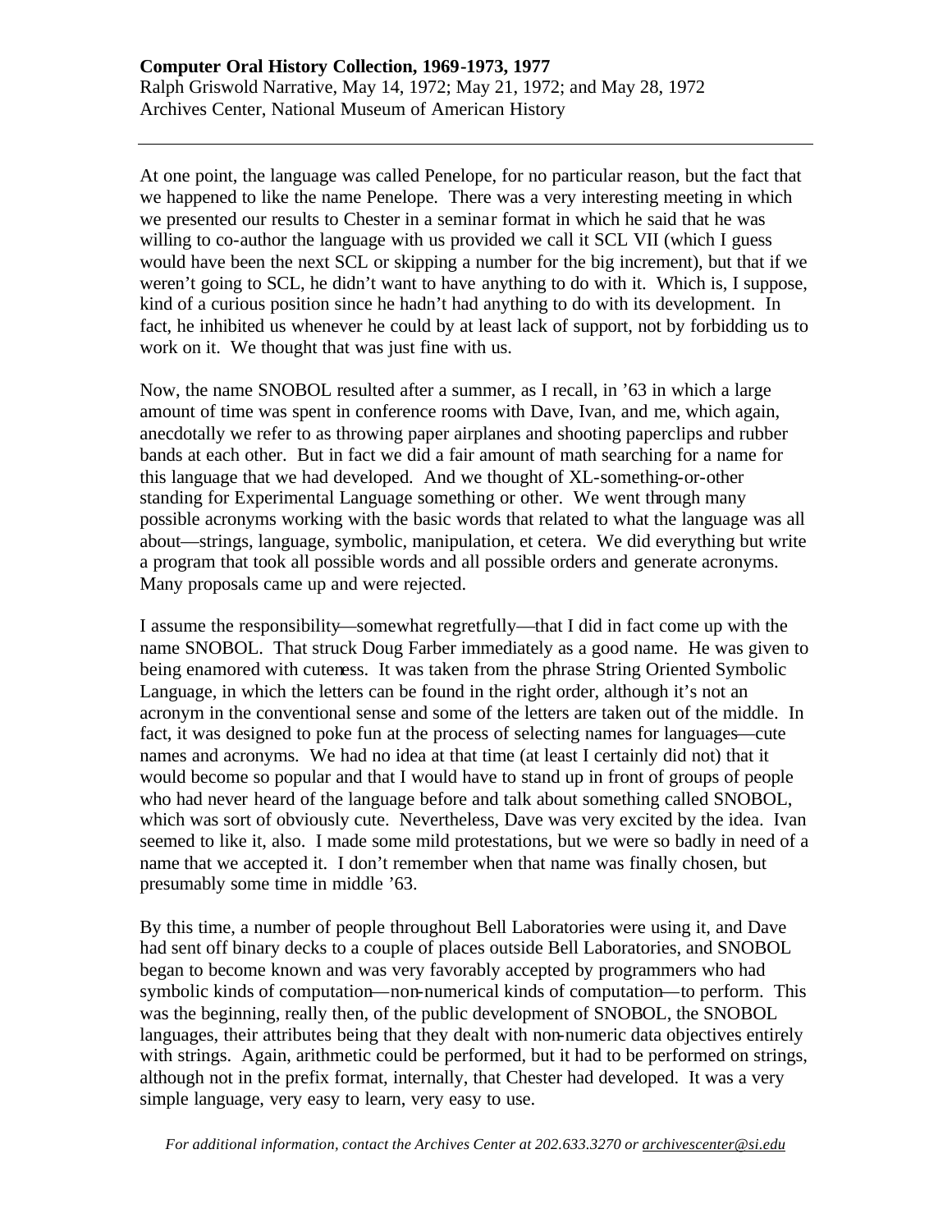At one point, the language was called Penelope, for no particular reason, but the fact that we happened to like the name Penelope. There was a very interesting meeting in which we presented our results to Chester in a seminar format in which he said that he was willing to co-author the language with us provided we call it SCL VII (which I guess would have been the next SCL or skipping a number for the big increment), but that if we weren't going to SCL, he didn't want to have anything to do with it. Which is, I suppose, kind of a curious position since he hadn't had anything to do with its development. In fact, he inhibited us whenever he could by at least lack of support, not by forbidding us to work on it. We thought that was just fine with us.

Now, the name SNOBOL resulted after a summer, as I recall, in '63 in which a large amount of time was spent in conference rooms with Dave, Ivan, and me, which again, anecdotally we refer to as throwing paper airplanes and shooting paperclips and rubber bands at each other. But in fact we did a fair amount of math searching for a name for this language that we had developed. And we thought of XL-something-or-other standing for Experimental Language something or other. We went through many possible acronyms working with the basic words that related to what the language was all about—strings, language, symbolic, manipulation, et cetera. We did everything but write a program that took all possible words and all possible orders and generate acronyms. Many proposals came up and were rejected.

I assume the responsibility—somewhat regretfully—that I did in fact come up with the name SNOBOL. That struck Doug Farber immediately as a good name. He was given to being enamored with cuteness. It was taken from the phrase String Oriented Symbolic Language, in which the letters can be found in the right order, although it's not an acronym in the conventional sense and some of the letters are taken out of the middle. In fact, it was designed to poke fun at the process of selecting names for languages—cute names and acronyms. We had no idea at that time (at least I certainly did not) that it would become so popular and that I would have to stand up in front of groups of people who had never heard of the language before and talk about something called SNOBOL, which was sort of obviously cute. Nevertheless, Dave was very excited by the idea. Ivan seemed to like it, also. I made some mild protestations, but we were so badly in need of a name that we accepted it. I don't remember when that name was finally chosen, but presumably some time in middle '63.

By this time, a number of people throughout Bell Laboratories were using it, and Dave had sent off binary decks to a couple of places outside Bell Laboratories, and SNOBOL began to become known and was very favorably accepted by programmers who had symbolic kinds of computation—non-numerical kinds of computation—to perform. This was the beginning, really then, of the public development of SNOBOL, the SNOBOL languages, their attributes being that they dealt with non-numeric data objectives entirely with strings. Again, arithmetic could be performed, but it had to be performed on strings, although not in the prefix format, internally, that Chester had developed. It was a very simple language, very easy to learn, very easy to use.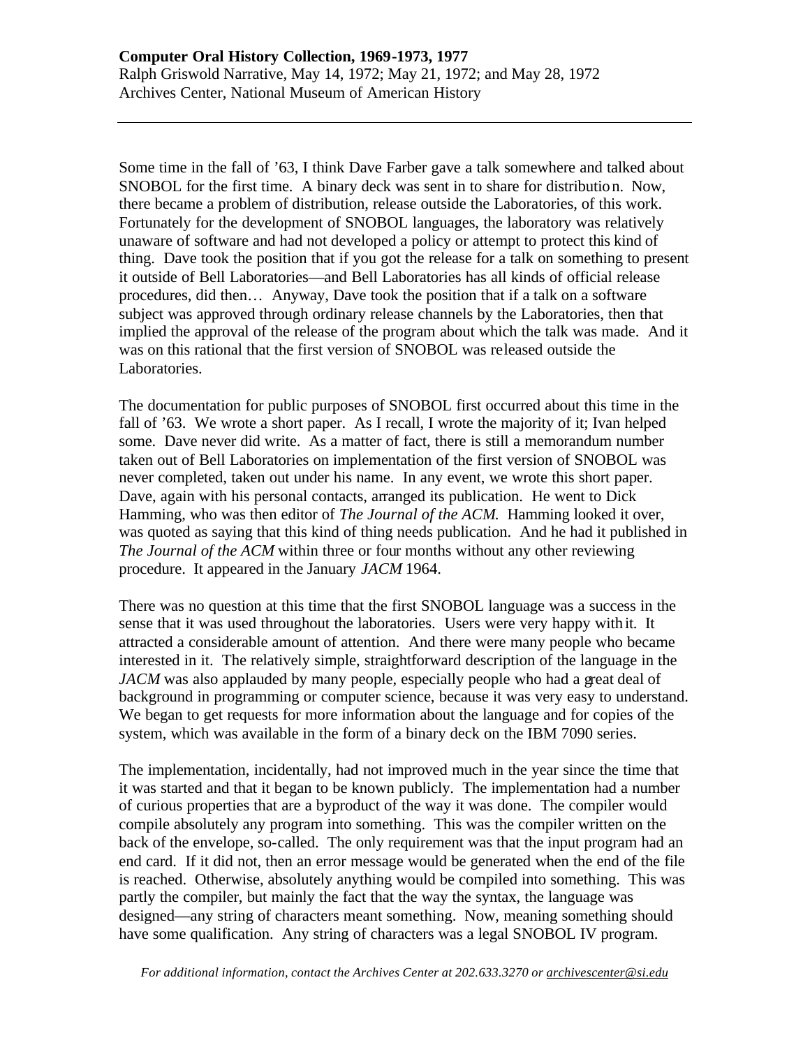Some time in the fall of '63, I think Dave Farber gave a talk somewhere and talked about SNOBOL for the first time. A binary deck was sent in to share for distribution. Now, there became a problem of distribution, release outside the Laboratories, of this work. Fortunately for the development of SNOBOL languages, the laboratory was relatively unaware of software and had not developed a policy or attempt to protect this kind of thing. Dave took the position that if you got the release for a talk on something to present it outside of Bell Laboratories—and Bell Laboratories has all kinds of official release procedures, did then… Anyway, Dave took the position that if a talk on a software subject was approved through ordinary release channels by the Laboratories, then that implied the approval of the release of the program about which the talk was made. And it was on this rational that the first version of SNOBOL was released outside the Laboratories.

The documentation for public purposes of SNOBOL first occurred about this time in the fall of '63. We wrote a short paper. As I recall, I wrote the majority of it; Ivan helped some. Dave never did write. As a matter of fact, there is still a memorandum number taken out of Bell Laboratories on implementation of the first version of SNOBOL was never completed, taken out under his name. In any event, we wrote this short paper. Dave, again with his personal contacts, arranged its publication. He went to Dick Hamming, who was then editor of *The Journal of the ACM.* Hamming looked it over, was quoted as saying that this kind of thing needs publication. And he had it published in *The Journal of the ACM* within three or four months without any other reviewing procedure. It appeared in the January *JACM* 1964.

There was no question at this time that the first SNOBOL language was a success in the sense that it was used throughout the laboratories. Users were very happy with it. It attracted a considerable amount of attention. And there were many people who became interested in it. The relatively simple, straightforward description of the language in the *JACM* was also applauded by many people, especially people who had a great deal of background in programming or computer science, because it was very easy to understand. We began to get requests for more information about the language and for copies of the system, which was available in the form of a binary deck on the IBM 7090 series.

The implementation, incidentally, had not improved much in the year since the time that it was started and that it began to be known publicly. The implementation had a number of curious properties that are a byproduct of the way it was done. The compiler would compile absolutely any program into something. This was the compiler written on the back of the envelope, so-called. The only requirement was that the input program had an end card. If it did not, then an error message would be generated when the end of the file is reached. Otherwise, absolutely anything would be compiled into something. This was partly the compiler, but mainly the fact that the way the syntax, the language was designed—any string of characters meant something. Now, meaning something should have some qualification. Any string of characters was a legal SNOBOL IV program.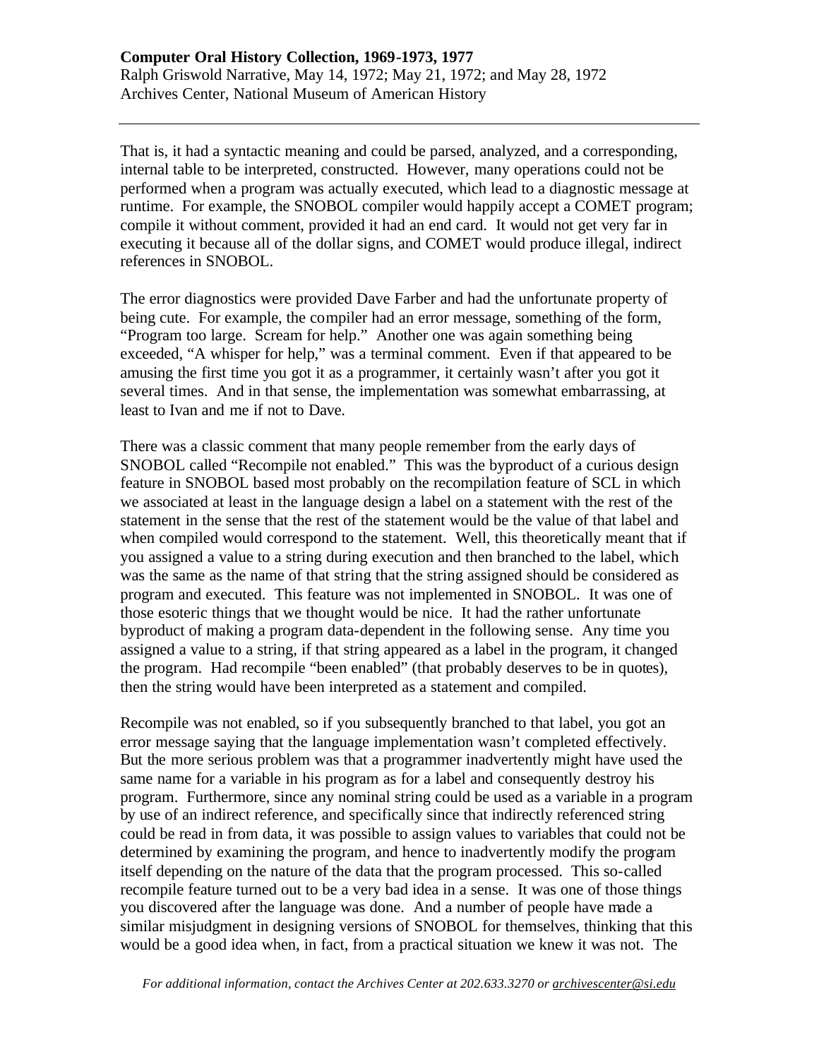That is, it had a syntactic meaning and could be parsed, analyzed, and a corresponding, internal table to be interpreted, constructed. However, many operations could not be performed when a program was actually executed, which lead to a diagnostic message at runtime. For example, the SNOBOL compiler would happily accept a COMET program; compile it without comment, provided it had an end card. It would not get very far in executing it because all of the dollar signs, and COMET would produce illegal, indirect references in SNOBOL.

The error diagnostics were provided Dave Farber and had the unfortunate property of being cute. For example, the compiler had an error message, something of the form, "Program too large. Scream for help." Another one was again something being exceeded, "A whisper for help," was a terminal comment. Even if that appeared to be amusing the first time you got it as a programmer, it certainly wasn't after you got it several times. And in that sense, the implementation was somewhat embarrassing, at least to Ivan and me if not to Dave.

There was a classic comment that many people remember from the early days of SNOBOL called "Recompile not enabled." This was the byproduct of a curious design feature in SNOBOL based most probably on the recompilation feature of SCL in which we associated at least in the language design a label on a statement with the rest of the statement in the sense that the rest of the statement would be the value of that label and when compiled would correspond to the statement. Well, this theoretically meant that if you assigned a value to a string during execution and then branched to the label, which was the same as the name of that string that the string assigned should be considered as program and executed. This feature was not implemented in SNOBOL. It was one of those esoteric things that we thought would be nice. It had the rather unfortunate byproduct of making a program data-dependent in the following sense. Any time you assigned a value to a string, if that string appeared as a label in the program, it changed the program. Had recompile "been enabled" (that probably deserves to be in quotes), then the string would have been interpreted as a statement and compiled.

Recompile was not enabled, so if you subsequently branched to that label, you got an error message saying that the language implementation wasn't completed effectively. But the more serious problem was that a programmer inadvertently might have used the same name for a variable in his program as for a label and consequently destroy his program. Furthermore, since any nominal string could be used as a variable in a program by use of an indirect reference, and specifically since that indirectly referenced string could be read in from data, it was possible to assign values to variables that could not be determined by examining the program, and hence to inadvertently modify the program itself depending on the nature of the data that the program processed. This so-called recompile feature turned out to be a very bad idea in a sense. It was one of those things you discovered after the language was done. And a number of people have made a similar misjudgment in designing versions of SNOBOL for themselves, thinking that this would be a good idea when, in fact, from a practical situation we knew it was not. The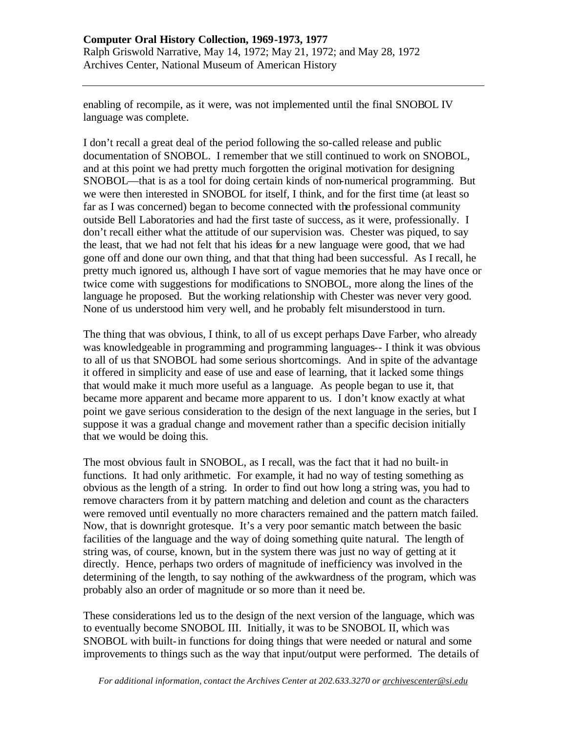enabling of recompile, as it were, was not implemented until the final SNOBOL IV language was complete.

I don't recall a great deal of the period following the so-called release and public documentation of SNOBOL. I remember that we still continued to work on SNOBOL, and at this point we had pretty much forgotten the original motivation for designing SNOBOL—that is as a tool for doing certain kinds of non-numerical programming. But we were then interested in SNOBOL for itself, I think, and for the first time (at least so far as I was concerned) began to become connected with the professional community outside Bell Laboratories and had the first taste of success, as it were, professionally. I don't recall either what the attitude of our supervision was. Chester was piqued, to say the least, that we had not felt that his ideas for a new language were good, that we had gone off and done our own thing, and that that thing had been successful. As I recall, he pretty much ignored us, although I have sort of vague memories that he may have once or twice come with suggestions for modifications to SNOBOL, more along the lines of the language he proposed. But the working relationship with Chester was never very good. None of us understood him very well, and he probably felt misunderstood in turn.

The thing that was obvious, I think, to all of us except perhaps Dave Farber, who already was knowledgeable in programming and programming languages-- I think it was obvious to all of us that SNOBOL had some serious shortcomings. And in spite of the advantage it offered in simplicity and ease of use and ease of learning, that it lacked some things that would make it much more useful as a language. As people began to use it, that became more apparent and became more apparent to us. I don't know exactly at what point we gave serious consideration to the design of the next language in the series, but I suppose it was a gradual change and movement rather than a specific decision initially that we would be doing this.

The most obvious fault in SNOBOL, as I recall, was the fact that it had no built-in functions. It had only arithmetic. For example, it had no way of testing something as obvious as the length of a string. In order to find out how long a string was, you had to remove characters from it by pattern matching and deletion and count as the characters were removed until eventually no more characters remained and the pattern match failed. Now, that is downright grotesque. It's a very poor semantic match between the basic facilities of the language and the way of doing something quite natural. The length of string was, of course, known, but in the system there was just no way of getting at it directly. Hence, perhaps two orders of magnitude of inefficiency was involved in the determining of the length, to say nothing of the awkwardness of the program, which was probably also an order of magnitude or so more than it need be.

These considerations led us to the design of the next version of the language, which was to eventually become SNOBOL III. Initially, it was to be SNOBOL II, which was SNOBOL with built-in functions for doing things that were needed or natural and some improvements to things such as the way that input/output were performed. The details of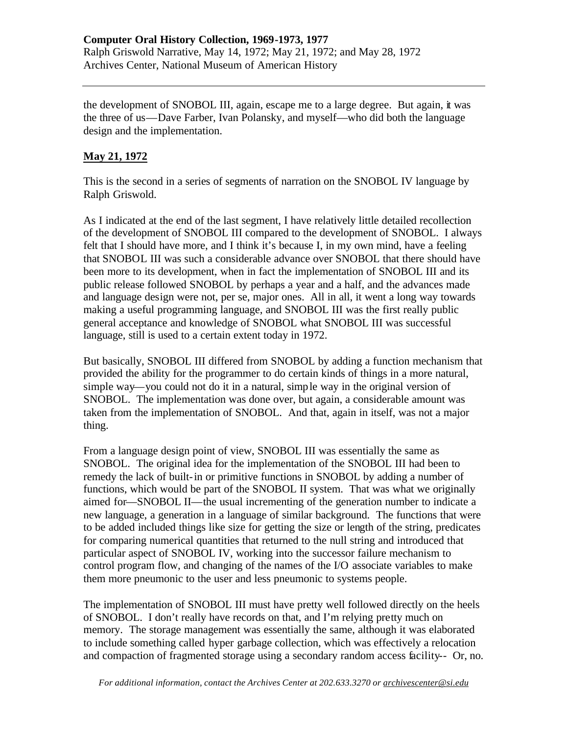the development of SNOBOL III, again, escape me to a large degree. But again, it was the three of us—Dave Farber, Ivan Polansky, and myself—who did both the language design and the implementation.

## May 21, 1972

This is the second in a series of segments of narration on the SNOBOL IV language by Ralph Griswold.

As I indicated at the end of the last segment, I have relatively little detailed recollection of the development of SNOBOL III compared to the development of SNOBOL. I always felt that I should have more, and I think it's because I, in my own mind, have a feeling that SNOBOL III was such a considerable advance over SNOBOL that there should have been more to its development, when in fact the implementation of SNOBOL III and its public release followed SNOBOL by perhaps a year and a half, and the advances made and language design were not, per se, major ones. All in all, it went a long way towards making a useful programming language, and SNOBOL III was the first really public general acceptance and knowledge of SNOBOL what SNOBOL III was successful language, still is used to a certain extent today in 1972.

But basically, SNOBOL III differed from SNOBOL by adding a function mechanism that provided the ability for the programmer to do certain kinds of things in a more natural, simple way—you could not do it in a natural, simple way in the original version of SNOBOL. The implementation was done over, but again, a considerable amount was taken from the implementation of SNOBOL. And that, again in itself, was not a major thing.

From a language design point of view, SNOBOL III was essentially the same as SNOBOL. The original idea for the implementation of the SNOBOL III had been to remedy the lack of built-in or primitive functions in SNOBOL by adding a number of functions, which would be part of the SNOBOL II system. That was what we originally aimed for—SNOBOL II—the usual incrementing of the generation number to indicate a new language, a generation in a language of similar background. The functions that were to be added included things like size for getting the size or length of the string, predicates for comparing numerical quantities that returned to the null string and introduced that particular aspect of SNOBOL IV, working into the successor failure mechanism to control program flow, and changing of the names of the I/O associate variables to make them more pneumonic to the user and less pneumonic to systems people.

The implementation of SNOBOL III must have pretty well followed directly on the heels of SNOBOL. I don't really have records on that, and I'm relying pretty much on memory. The storage management was essentially the same, although it was elaborated to include something called hyper garbage collection, which was effectively a relocation and compaction of fragmented storage using a secondary random access facility-- Or, no.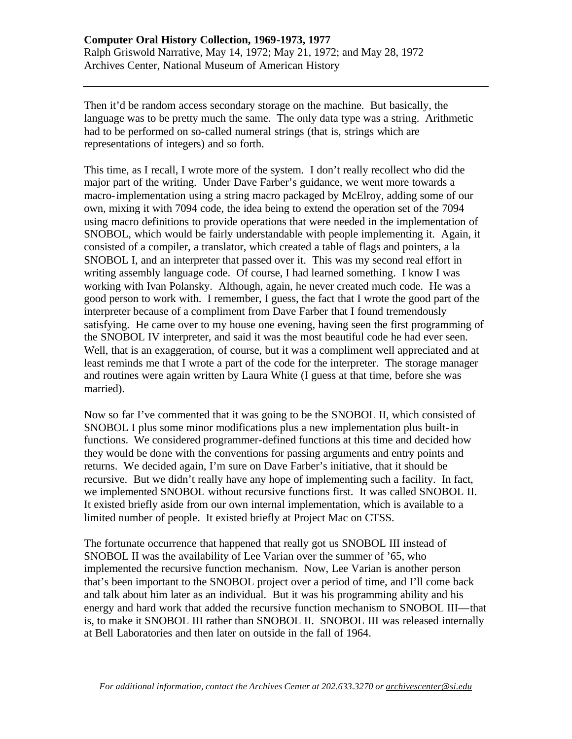Then it'd be random access secondary storage on the machine. But basically, the language was to be pretty much the same. The only data type was a string. Arithmetic had to be performed on so-called numeral strings (that is, strings which are representations of integers) and so forth.

This time, as I recall, I wrote more of the system. I don't really recollect who did the major part of the writing. Under Dave Farber's guidance, we went more towards a macro-implementation using a string macro packaged by McElroy, adding some of our own, mixing it with 7094 code, the idea being to extend the operation set of the 7094 using macro definitions to provide operations that were needed in the implementation of SNOBOL, which would be fairly understandable with people implementing it. Again, it consisted of a compiler, a translator, which created a table of flags and pointers, a la SNOBOL I, and an interpreter that passed over it. This was my second real effort in writing assembly language code. Of course, I had learned something. I know I was working with Ivan Polansky. Although, again, he never created much code. He was a good person to work with. I remember, I guess, the fact that I wrote the good part of the interpreter because of a compliment from Dave Farber that I found tremendously satisfying. He came over to my house one evening, having seen the first programming of the SNOBOL IV interpreter, and said it was the most beautiful code he had ever seen. Well, that is an exaggeration, of course, but it was a compliment well appreciated and at least reminds me that I wrote a part of the code for the interpreter. The storage manager and routines were again written by Laura White (I guess at that time, before she was married).

Now so far I've commented that it was going to be the SNOBOL II, which consisted of SNOBOL I plus some minor modifications plus a new implementation plus built-in functions. We considered programmer-defined functions at this time and decided how they would be done with the conventions for passing arguments and entry points and returns. We decided again, I'm sure on Dave Farber's initiative, that it should be recursive. But we didn't really have any hope of implementing such a facility. In fact, we implemented SNOBOL without recursive functions first. It was called SNOBOL II. It existed briefly aside from our own internal implementation, which is available to a limited number of people. It existed briefly at Project Mac on CTSS.

The fortunate occurrence that happened that really got us SNOBOL III instead of SNOBOL II was the availability of Lee Varian over the summer of '65, who implemented the recursive function mechanism. Now, Lee Varian is another person that's been important to the SNOBOL project over a period of time, and I'll come back and talk about him later as an individual. But it was his programming ability and his energy and hard work that added the recursive function mechanism to SNOBOL III—that is, to make it SNOBOL III rather than SNOBOL II. SNOBOL III was released internally at Bell Laboratories and then later on outside in the fall of 1964.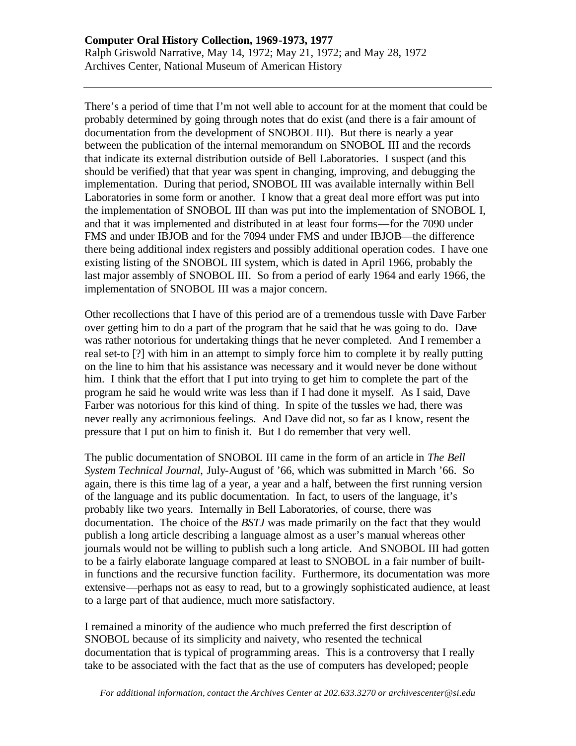There's a period of time that I'm not well able to account for at the moment that could be probably determined by going through notes that do exist (and there is a fair amount of documentation from the development of SNOBOL III). But there is nearly a year between the publication of the internal memorandum on SNOBOL III and the records that indicate its external distribution outside of Bell Laboratories. I suspect (and this should be verified) that that year was spent in changing, improving, and debugging the implementation. During that period, SNOBOL III was available internally within Bell Laboratories in some form or another. I know that a great deal more effort was put into the implementation of SNOBOL III than was put into the implementation of SNOBOL I, and that it was implemented and distributed in at least four forms—for the 7090 under FMS and under IBJOB and for the 7094 under FMS and under IBJOB—the difference there being additional index registers and possibly additional operation codes. I have one existing listing of the SNOBOL III system, which is dated in April 1966, probably the last major assembly of SNOBOL III. So from a period of early 1964 and early 1966, the implementation of SNOBOL III was a major concern.

Other recollections that I have of this period are of a tremendous tussle with Dave Farber over getting him to do a part of the program that he said that he was going to do. Dave was rather notorious for undertaking things that he never completed. And I remember a real set-to [?] with him in an attempt to simply force him to complete it by really putting on the line to him that his assistance was necessary and it would never be done without him. I think that the effort that I put into trying to get him to complete the part of the program he said he would write was less than if I had done it myself. As I said, Dave Farber was notorious for this kind of thing. In spite of the tussles we had, there was never really any acrimonious feelings. And Dave did not, so far as I know, resent the pressure that I put on him to finish it. But I do remember that very well.

The public documentation of SNOBOL III came in the form of an article in *The Bell System Technical Journal*, July-August of '66, which was submitted in March '66. So again, there is this time lag of a year, a year and a half, between the first running version of the language and its public documentation. In fact, to users of the language, it's probably like two years. Internally in Bell Laboratories, of course, there was documentation. The choice of the *BSTJ* was made primarily on the fact that they would publish a long article describing a language almost as a user's manual whereas other journals would not be willing to publish such a long article. And SNOBOL III had gotten to be a fairly elaborate language compared at least to SNOBOL in a fair number of built-in functions and the recursive function facility. Furthermore, its documentation was more extensive—perhaps not as easy to read, but to a growingly sophisticated audience, at least to a large part of that audience, much more satisfactory.

I remained a minority of the audience who much preferred the first description of SNOBOL because of its simplicity and naivety, who resented the technical documentation that is typical of programming areas. This is a controversy that I really take to be associated with the fact that as the use of computers has developed; people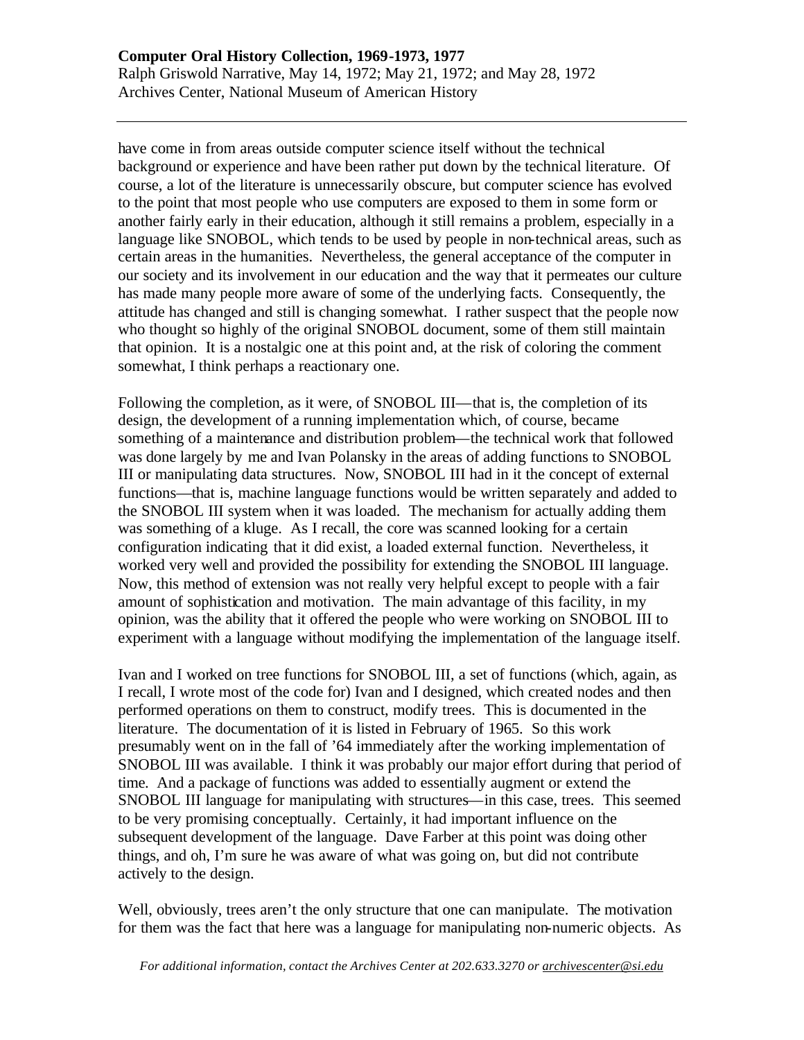have come in from areas outside computer science itself without the technical background or experience and have been rather put down by the technical literature. Of course, a lot of the literature is unnecessarily obscure, but computer science has evolved to the point that most people who use computers are exposed to them in some form or another fairly early in their education, although it still remains a problem, especially in a language like SNOBOL, which tends to be used by people in non-technical areas, such as certain areas in the humanities. Nevertheless, the general acceptance of the computer in our society and its involvement in our education and the way that it permeates our culture has made many people more aware of some of the underlying facts. Consequently, the attitude has changed and still is changing somewhat. I rather suspect that the people now who thought so highly of the original SNOBOL document, some of them still maintain that opinion. It is a nostalgic one at this point and, at the risk of coloring the comment somewhat, I think perhaps a reactionary one.

Following the completion, as it were, of SNOBOL III—that is, the completion of its design, the development of a running implementation which, of course, became something of a maintenance and distribution problem—the technical work that followed was done largely by me and Ivan Polansky in the areas of adding functions to SNOBOL III or manipulating data structures. Now, SNOBOL III had in it the concept of external functions—that is, machine language functions would be written separately and added to the SNOBOL III system when it was loaded. The mechanism for actually adding them was something of a kluge. As I recall, the core was scanned looking for a certain configuration indicating that it did exist, a loaded external function. Nevertheless, it worked very well and provided the possibility for extending the SNOBOL III language. Now, this method of extension was not really very helpful except to people with a fair amount of sophistication and motivation. The main advantage of this facility, in my opinion, was the ability that it offered the people who were working on SNOBOL III to experiment with a language without modifying the implementation of the language itself.

Ivan and I worked on tree functions for SNOBOL III, a set of functions (which, again, as I recall, I wrote most of the code for) Ivan and I designed, which created nodes and then performed operations on them to construct, modify trees. This is documented in the literature. The documentation of it is listed in February of 1965. So this work presumably went on in the fall of '64 immediately after the working implementation of SNOBOL III was available. I think it was probably our major effort during that period of time. And a package of functions was added to essentially augment or extend the SNOBOL III language for manipulating with structures—in this case, trees. This seemed to be very promising conceptually. Certainly, it had important influence on the subsequent development of the language. Dave Farber at this point was doing other things, and oh, I'm sure he was aware of what was going on, but did not contribute actively to the design.

Well, obviously, trees aren't the only structure that one can manipulate. The motivation for them was the fact that here was a language for manipulating non-numeric objects. As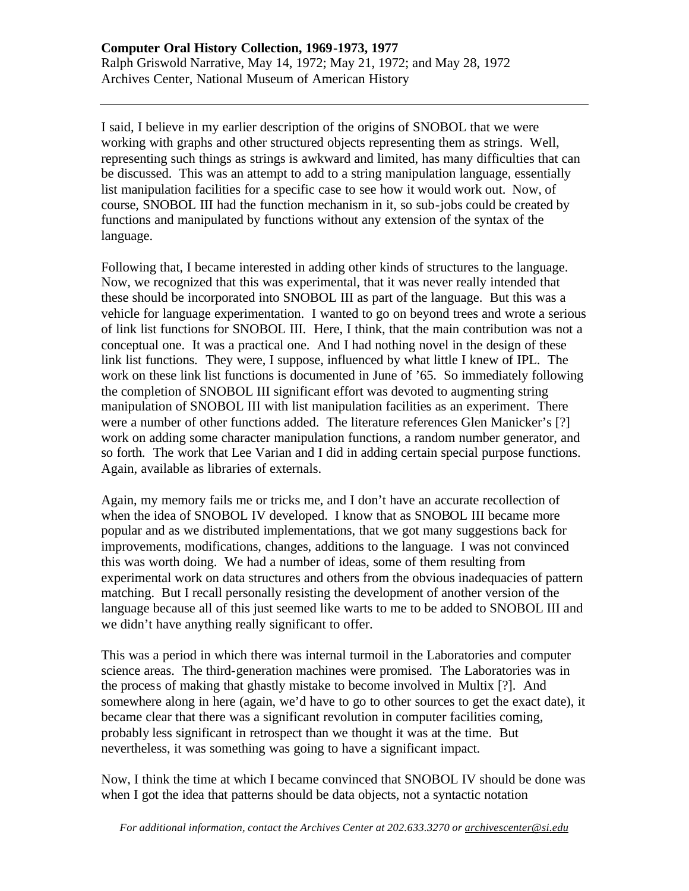I said, I believe in my earlier description of the origins of SNOBOL that we were working with graphs and other structured objects representing them as strings. Well, representing such things as strings is awkward and limited, has many difficulties that can be discussed. This was an attempt to add to a string manipulation language, essentially list manipulation facilities for a specific case to see how it would work out. Now, of course, SNOBOL III had the function mechanism in it, so sub-jobs could be created by functions and manipulated by functions without any extension of the syntax of the language.

Following that, I became interested in adding other kinds of structures to the language. Now, we recognized that this was experimental, that it was never really intended that these should be incorporated into SNOBOL III as part of the language. But this was a vehicle for language experimentation. I wanted to go on beyond trees and wrote a serious of link list functions for SNOBOL III. Here, I think, that the main contribution was not a conceptual one. It was a practical one. And I had nothing novel in the design of these link list functions. They were, I suppose, influenced by what little I knew of IPL. The work on these link list functions is documented in June of '65. So immediately following the completion of SNOBOL III significant effort was devoted to augmenting string manipulation of SNOBOL III with list manipulation facilities as an experiment. There were a number of other functions added. The literature references Glen Manicker's [?] work on adding some character manipulation functions, a random number generator, and so forth. The work that Lee Varian and I did in adding certain special purpose functions. Again, available as libraries of externals.

Again, my memory fails me or tricks me, and I don't have an accurate recollection of when the idea of SNOBOL IV developed. I know that as SNOBOL III became more popular and as we distributed implementations, that we got many suggestions back for improvements, modifications, changes, additions to the language. I was not convinced this was worth doing. We had a number of ideas, some of them resulting from experimental work on data structures and others from the obvious inadequacies of pattern matching. But I recall personally resisting the development of another version of the language because all of this just seemed like warts to me to be added to SNOBOL III and we didn't have anything really significant to offer.

This was a period in which there was internal turmoil in the Laboratories and computer science areas. The third-generation machines were promised. The Laboratories was in the process of making that ghastly mistake to become involved in Multix [?]. And somewhere along in here (again, we'd have to go to other sources to get the exact date), it became clear that there was a significant revolution in computer facilities coming, probably less significant in retrospect than we thought it was at the time. But nevertheless, it was something was going to have a significant impact.

Now, I think the time at which I became convinced that SNOBOL IV should be done was when I got the idea that patterns should be data objects, not a syntactic notation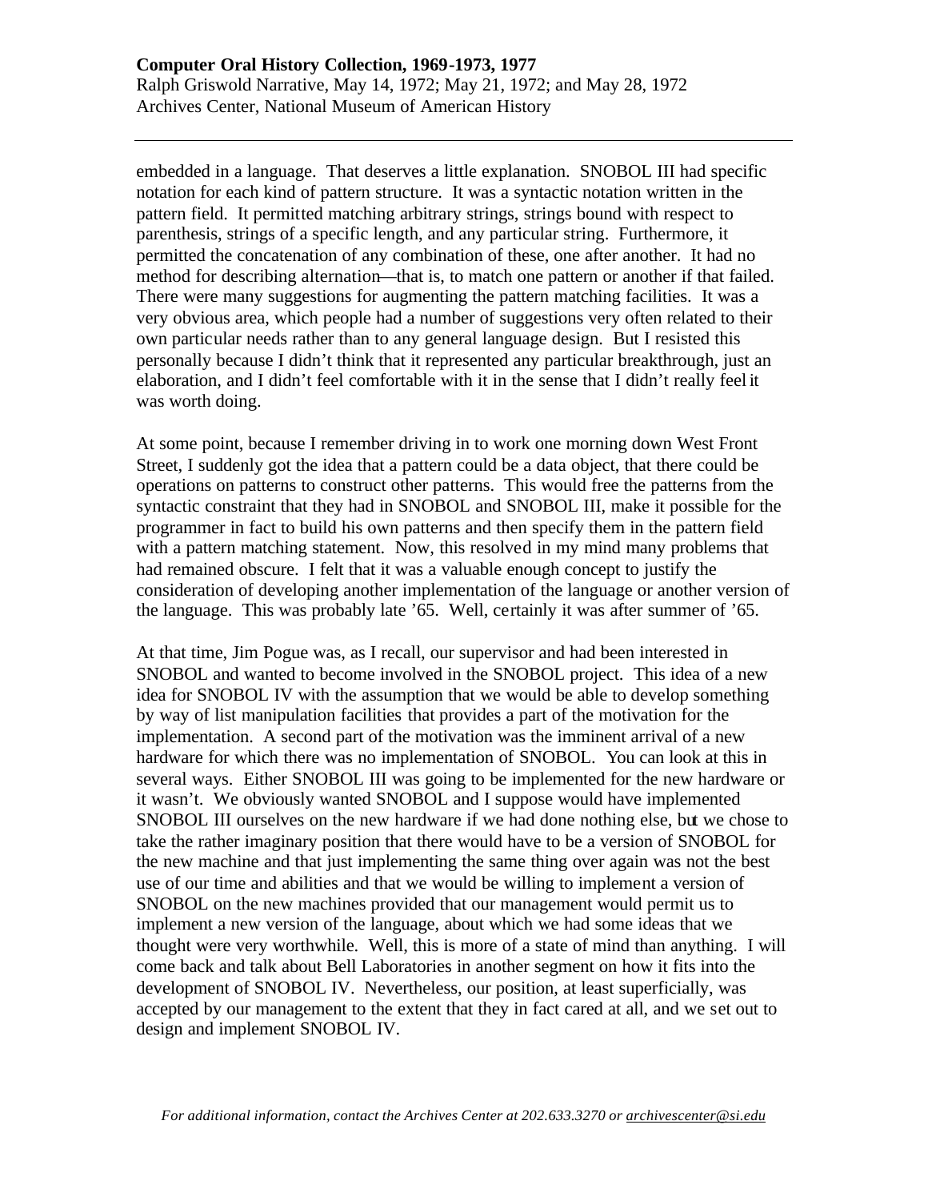embedded in a language. That deserves a little explanation. SNOBOL III had specific notation for each kind of pattern structure. It was a syntactic notation written in the pattern field. It permitted matching arbitrary strings, strings bound with respect to parenthesis, strings of a specific length, and any particular string. Furthermore, it permitted the concatenation of any combination of these, one after another. It had no method for describing alternation—that is, to match one pattern or another if that failed. There were many suggestions for augmenting the pattern matching facilities. It was a very obvious area, which people had a number of suggestions very often related to their own particular needs rather than to any general language design. But I resisted this personally because I didn't think that it represented any particular breakthrough, just an elaboration, and I didn't feel comfortable with it in the sense that I didn't really feel it was worth doing.

At some point, because I remember driving in to work one morning down West Front Street, I suddenly got the idea that a pattern could be a data object, that there could be operations on patterns to construct other patterns. This would free the patterns from the syntactic constraint that they had in SNOBOL and SNOBOL III, make it possible for the programmer in fact to build his own patterns and then specify them in the pattern field with a pattern matching statement. Now, this resolved in my mind many problems that had remained obscure. I felt that it was a valuable enough concept to justify the consideration of developing another implementation of the language or another version of the language. This was probably late '65. Well, certainly it was after summer of '65.

At that time, Jim Pogue was, as I recall, our supervisor and had been interested in SNOBOL and wanted to become involved in the SNOBOL project. This idea of a new idea for SNOBOL IV with the assumption that we would be able to develop something by way of list manipulation facilities that provides a part of the motivation for the implementation. A second part of the motivation was the imminent arrival of a new hardware for which there was no implementation of SNOBOL. You can look at this in several ways. Either SNOBOL III was going to be implemented for the new hardware or it wasn't. We obviously wanted SNOBOL and I suppose would have implemented SNOBOL III ourselves on the new hardware if we had done nothing else, but we chose to take the rather imaginary position that there would have to be a version of SNOBOL for the new machine and that just implementing the same thing over again was not the best use of our time and abilities and that we would be willing to implement a version of SNOBOL on the new machines provided that our management would permit us to implement a new version of the language, about which we had some ideas that we thought were very worthwhile. Well, this is more of a state of mind than anything. I will come back and talk about Bell Laboratories in another segment on how it fits into the development of SNOBOL IV. Nevertheless, our position, at least superficially, was accepted by our management to the extent that they in fact cared at all, and we set out to design and implement SNOBOL IV.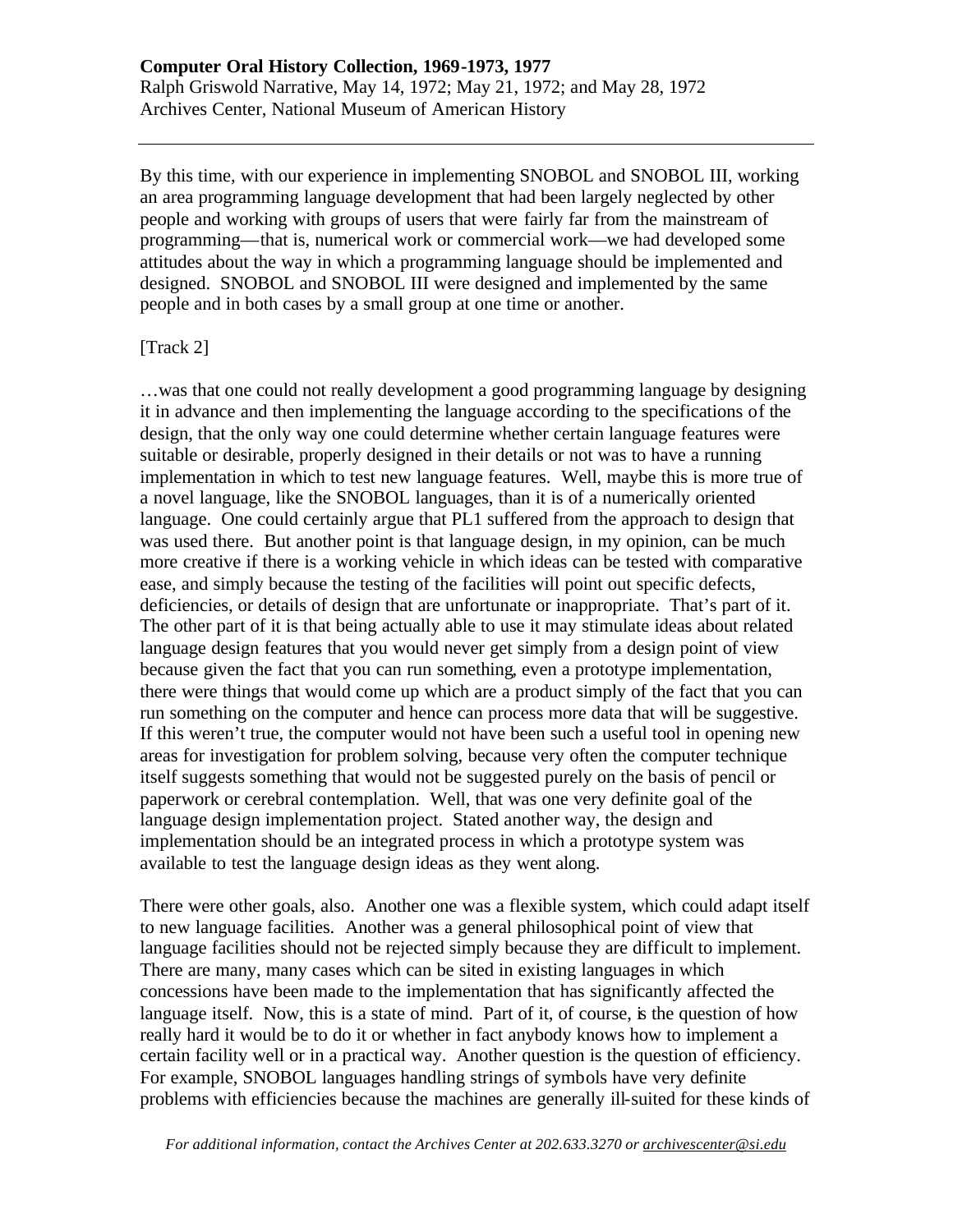By this time, with our experience in implementing SNOBOL and SNOBOL III, working an area programming language development that had been largely neglected by other people and working with groups of users that were fairly far from the mainstream of programming—that is, numerical work or commercial work—we had developed some attitudes about the way in which a programming language should be implemented and designed. SNOBOL and SNOBOL III were designed and implemented by the same people and in both cases by a small group at one time or another.

[Track 2]

…was that one could not really development a good programming language by designing it in advance and then implementing the language according to the specifications of the design, that the only way one could determine whether certain language features were suitable or desirable, properly designed in their details or not was to have a running implementation in which to test new language features. Well, maybe this is more true of a novel language, like the SNOBOL languages, than it is of a numerically oriented language. One could certainly argue that PL1 suffered from the approach to design that was used there. But another point is that language design, in my opinion, can be much more creative if there is a working vehicle in which ideas can be tested with comparative ease, and simply because the testing of the facilities will point out specific defects, deficiencies, or details of design that are unfortunate or inappropriate. That's part of it. The other part of it is that being actually able to use it may stimulate ideas about related language design features that you would never get simply from a design point of view because given the fact that you can run something, even a prototype implementation, there were things that would come up which are a product simply of the fact that you can run something on the computer and hence can process more data that will be suggestive. If this weren't true, the computer would not have been such a useful tool in opening new areas for investigation for problem solving, because very often the computer technique itself suggests something that would not be suggested purely on the basis of pencil or paperwork or cerebral contemplation. Well, that was one very definite goal of the language design implementation project. Stated another way, the design and implementation should be an integrated process in which a prototype system was available to test the language design ideas as they went along.

There were other goals, also. Another one was a flexible system, which could adapt itself to new language facilities. Another was a general philosophical point of view that language facilities should not be rejected simply because they are difficult to implement. There are many, many cases which can be sited in existing languages in which concessions have been made to the implementation that has significantly affected the language itself. Now, this is a state of mind. Part of it, of course, is the question of how really hard it would be to do it or whether in fact anybody knows how to implement a certain facility well or in a practical way. Another question is the question of efficiency. For example, SNOBOL languages handling strings of symbols have very definite problems with efficiencies because the machines are generally ill-suited for these kinds of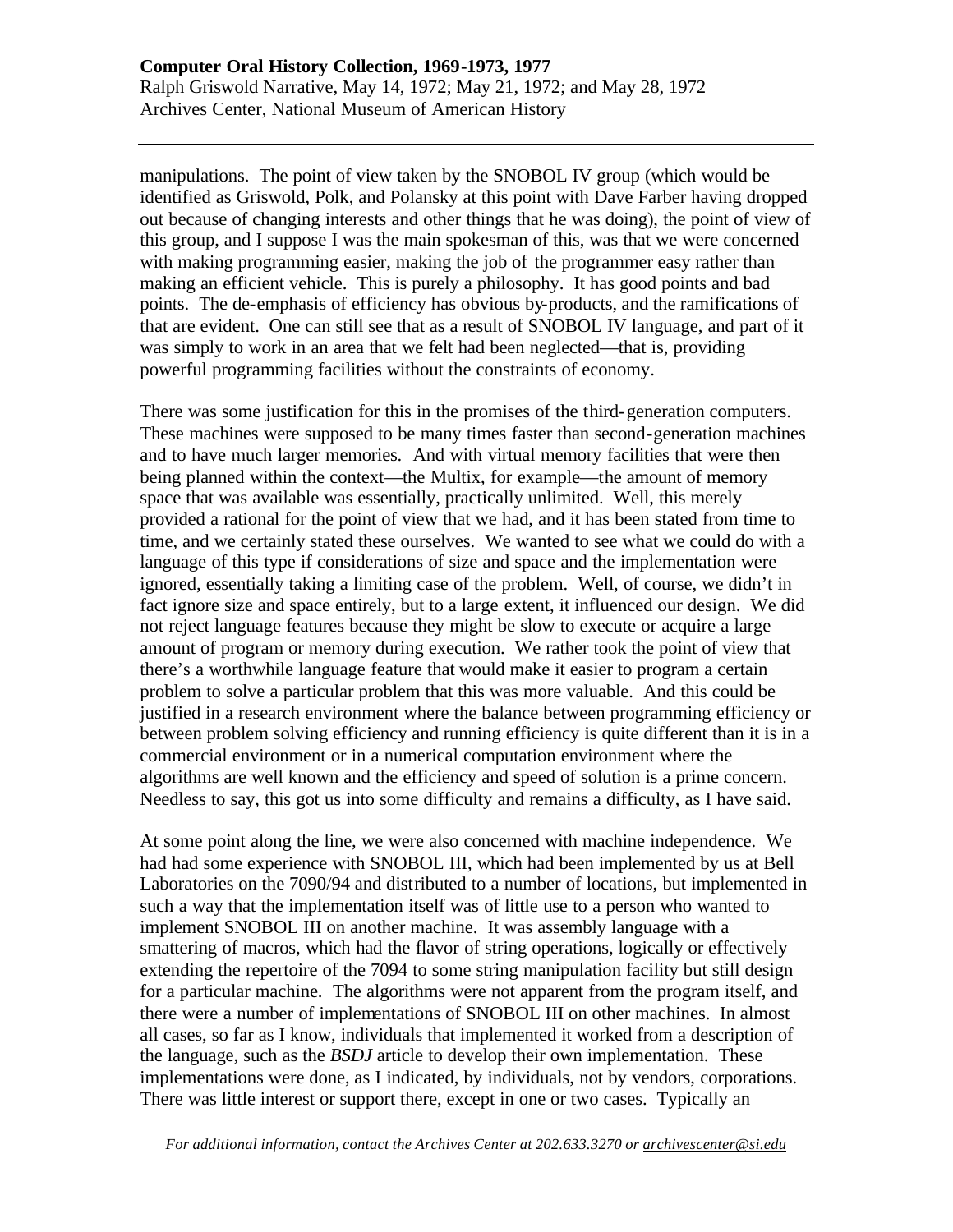manipulations. The point of view taken by the SNOBOL IV group (which would be identified as Griswold, Polk, and Polansky at this point with Dave Farber having dropped out because of changing interests and other things that he was doing), the point of view of this group, and I suppose I was the main spokesman of this, was that we were concerned with making programming easier, making the job of the programmer easy rather than making an efficient vehicle. This is purely a philosophy. It has good points and bad points. The de-emphasis of efficiency has obvious by-products, and the ramifications of that are evident. One can still see that as a result of SNOBOL IV language, and part of it was simply to work in an area that we felt had been neglected—that is, providing powerful programming facilities without the constraints of economy.

There was some justification for this in the promises of the third-generation computers. These machines were supposed to be many times faster than second-generation machines and to have much larger memories. And with virtual memory facilities that were then being planned within the context—the Multix, for example—the amount of memory space that was available was essentially, practically unlimited. Well, this merely provided a rational for the point of view that we had, and it has been stated from time to time, and we certainly stated these ourselves. We wanted to see what we could do with a language of this type if considerations of size and space and the implementation were ignored, essentially taking a limiting case of the problem. Well, of course, we didn't in fact ignore size and space entirely, but to a large extent, it influenced our design. We did not reject language features because they might be slow to execute or acquire a large amount of program or memory during execution. We rather took the point of view that there's a worthwhile language feature that would make it easier to program a certain problem to solve a particular problem that this was more valuable. And this could be justified in a research environment where the balance between programming efficiency or between problem solving efficiency and running efficiency is quite different than it is in a commercial environment or in a numerical computation environment where the algorithms are well known and the efficiency and speed of solution is a prime concern. Needless to say, this got us into some difficulty and remains a difficulty, as I have said.

At some point along the line, we were also concerned with machine independence. We had had some experience with SNOBOL III, which had been implemented by us at Bell Laboratories on the 7090/94 and distributed to a number of locations, but implemented in such a way that the implementation itself was of little use to a person who wanted to implement SNOBOL III on another machine. It was assembly language with a smattering of macros, which had the flavor of string operations, logically or effectively extending the repertoire of the 7094 to some string manipulation facility but still design for a particular machine. The algorithms were not apparent from the program itself, and there were a number of implementations of SNOBOL III on other machines. In almost all cases, so far as I know, individuals that implemented it worked from a description of the language, such as the *BSDJ* article to develop their own implementation. These implementations were done, as I indicated, by individuals, not by vendors, corporations. There was little interest or support there, except in one or two cases. Typically an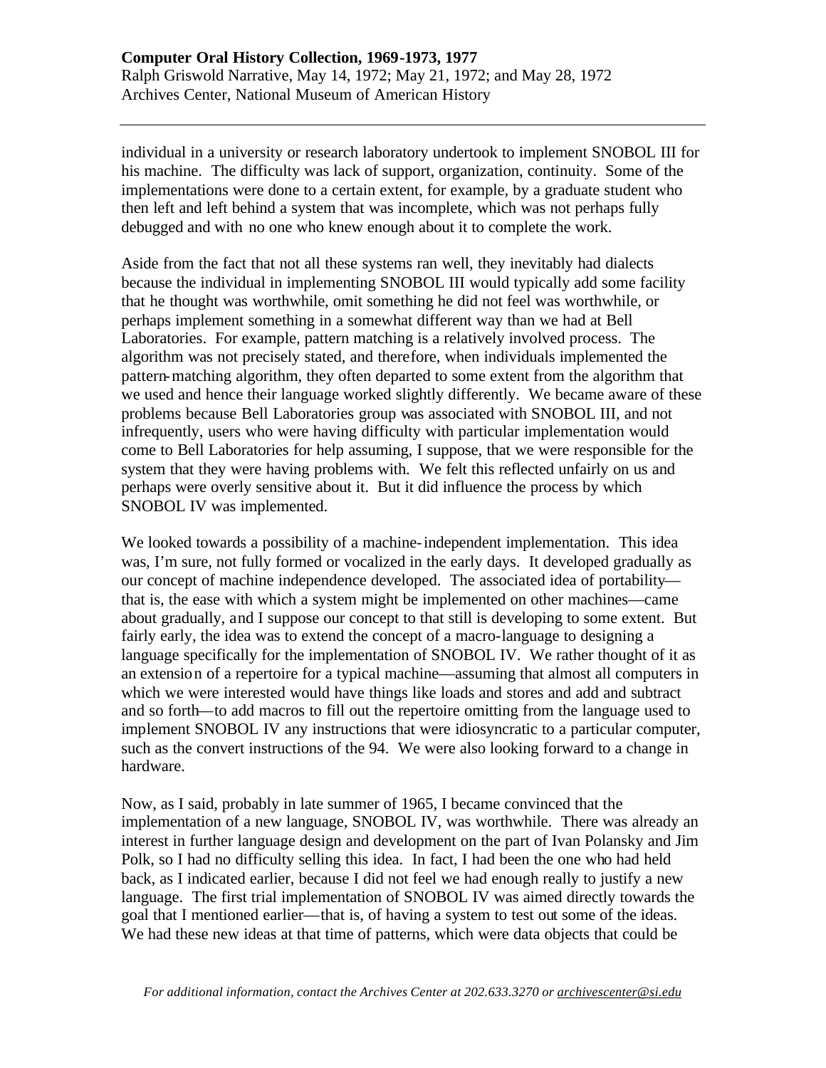individual in a university or research laboratory undertook to implement SNOBOL III for his machine. The difficulty was lack of support, organization, continuity. Some of the implementations were done to a certain extent, for example, by a graduate student who then left and left behind a system that was incomplete, which was not perhaps fully debugged and with no one who knew enough about it to complete the work.

Aside from the fact that not all these systems ran well, they inevitably had dialects because the individual in implementing SNOBOL III would typically add some facility that he thought was worthwhile, omit something he did not feel was worthwhile, or perhaps implement something in a somewhat different way than we had at Bell Laboratories. For example, pattern matching is a relatively involved process. The algorithm was not precisely stated, and therefore, when individuals implemented the pattern-matching algorithm, they often departed to some extent from the algorithm that we used and hence their language worked slightly differently. We became aware of these problems because Bell Laboratories group was associated with SNOBOL III, and not infrequently, users who were having difficulty with particular implementation would come to Bell Laboratories for help assuming, I suppose, that we were responsible for the system that they were having problems with. We felt this reflected unfairly on us and perhaps were overly sensitive about it. But it did influence the process by which SNOBOL IV was implemented.

We looked towards a possibility of a machine-independent implementation. This idea was, I'm sure, not fully formed or vocalized in the early days. It developed gradually as our concept of machine independence developed. The associated idea of portability—that is, the ease with which a system might be implemented on other machines—came about gradually, and I suppose our concept to that still is developing to some extent. But fairly early, the idea was to extend the concept of a macro-language to designing a language specifically for the implementation of SNOBOL IV. We rather thought of it as an extension of a repertoire for a typical machine—assuming that almost all computers in which we were interested would have things like loads and stores and add and subtract and so forth—to add macros to fill out the repertoire omitting from the language used to implement SNOBOL IV any instructions that were idiosyncratic to a particular computer, such as the convert instructions of the 94. We were also looking forward to a change in hardware.

Now, as I said, probably in late summer of 1965, I became convinced that the implementation of a new language, SNOBOL IV, was worthwhile. There was already an interest in further language design and development on the part of Ivan Polansky and Jim Polk, so I had no difficulty selling this idea. In fact, I had been the one who had held back, as I indicated earlier, because I did not feel we had enough really to justify a new language. The first trial implementation of SNOBOL IV was aimed directly towards the goal that I mentioned earlier—that is, of having a system to test out some of the ideas. We had these new ideas at that time of patterns, which were data objects that could be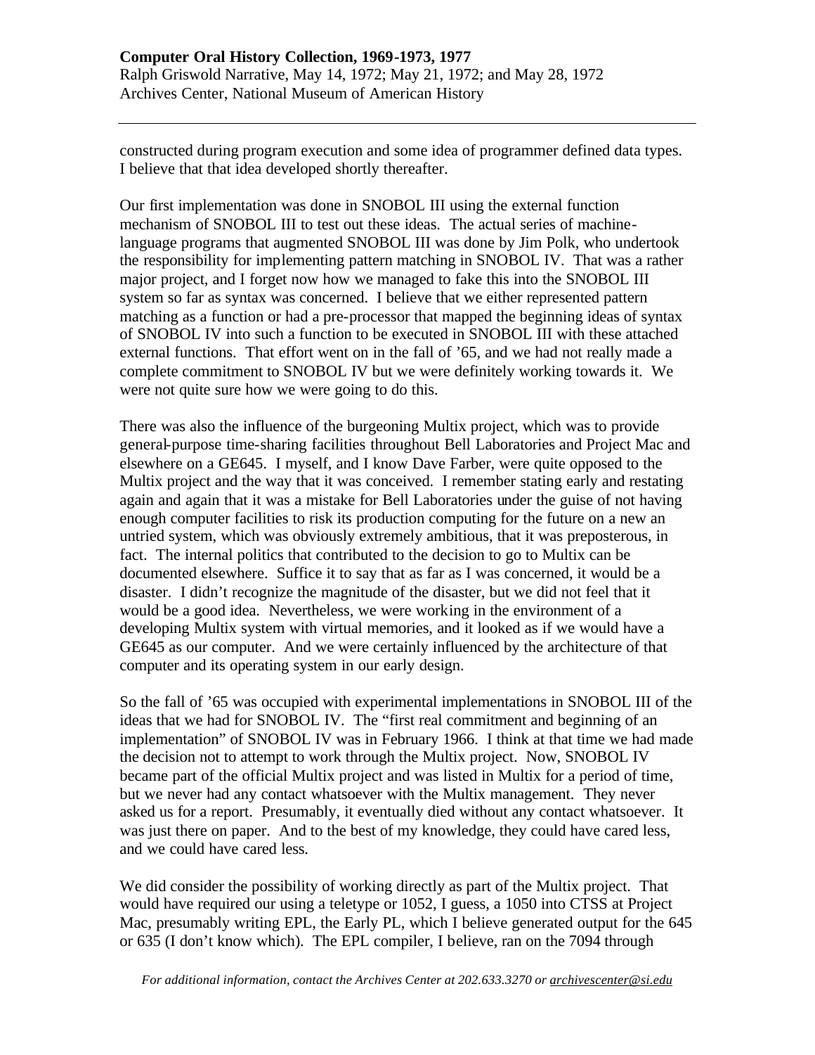constructed during program execution and some idea of programmer defined data types. I believe that that idea developed shortly thereafter.

Our first implementation was done in SNOBOL III using the external function mechanism of SNOBOL III to test out these ideas. The actual series of machine-language programs that augmented SNOBOL III was done by Jim Polk, who undertook the responsibility for implementing pattern matching in SNOBOL IV. That was a rather major project, and I forget now how we managed to fake this into the SNOBOL III system so far as syntax was concerned. I believe that we either represented pattern matching as a function or had a pre-processor that mapped the beginning ideas of syntax of SNOBOL IV into such a function to be executed in SNOBOL III with these attached external functions. That effort went on in the fall of '65, and we had not really made a complete commitment to SNOBOL IV but we were definitely working towards it. We were not quite sure how we were going to do this.

There was also the influence of the burgeoning Multix project, which was to provide general-purpose time-sharing facilities throughout Bell Laboratories and Project Mac and elsewhere on a GE645. I myself, and I know Dave Farber, were quite opposed to the Multix project and the way that it was conceived. I remember stating early and restating again and again that it was a mistake for Bell Laboratories under the guise of not having enough computer facilities to risk its production computing for the future on a new an untried system, which was obviously extremely ambitious, that it was preposterous, in fact. The internal politics that contributed to the decision to go to Multix can be documented elsewhere. Suffice it to say that as far as I was concerned, it would be a disaster. I didn't recognize the magnitude of the disaster, but we did not feel that it would be a good idea. Nevertheless, we were working in the environment of a developing Multix system with virtual memories, and it looked as if we would have a GE645 as our computer. And we were certainly influenced by the architecture of that computer and its operating system in our early design.

So the fall of '65 was occupied with experimental implementations in SNOBOL III of the ideas that we had for SNOBOL IV. The "first real commitment and beginning of an implementation" of SNOBOL IV was in February 1966. I think at that time we had made the decision not to attempt to work through the Multix project. Now, SNOBOL IV became part of the official Multix project and was listed in Multix for a period of time, but we never had any contact whatsoever with the Multix management. They never asked us for a report. Presumably, it eventually died without any contact whatsoever. It was just there on paper. And to the best of my knowledge, they could have cared less, and we could have cared less.

We did consider the possibility of working directly as part of the Multix project. That would have required our using a teletype or 1052, I guess, a 1050 into CTSS at Project Mac, presumably writing EPL, the Early PL, which I believe generated output for the 645 or 635 (I don't know which). The EPL compiler, I believe, ran on the 7094 through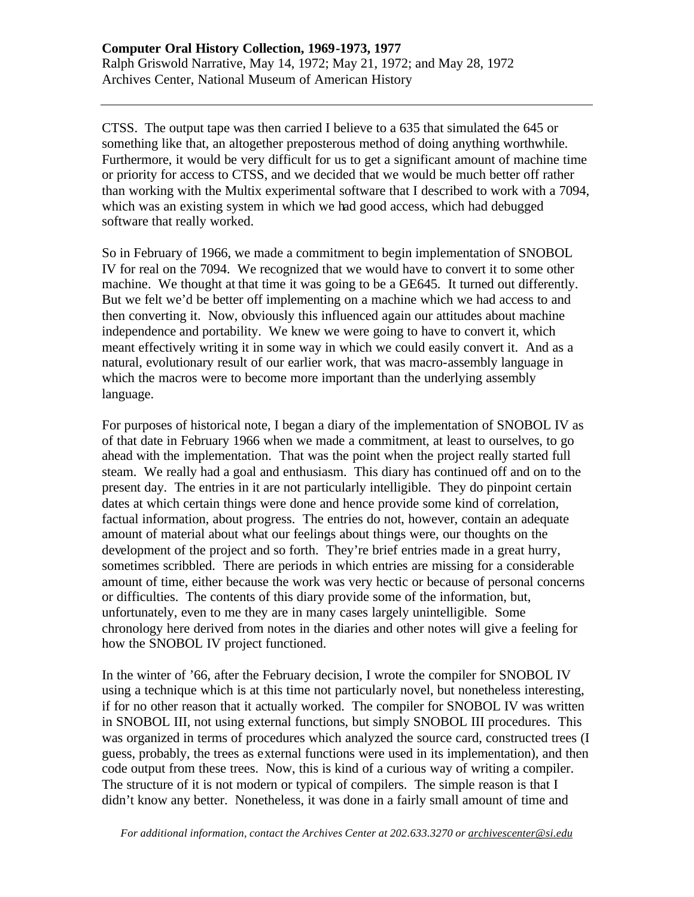CTSS. The output tape was then carried I believe to a 635 that simulated the 645 or something like that, an altogether preposterous method of doing anything worthwhile. Furthermore, it would be very difficult for us to get a significant amount of machine time or priority for access to CTSS, and we decided that we would be much better off rather than working with the Multix experimental software that I described to work with a 7094, which was an existing system in which we had good access, which had debugged software that really worked.

So in February of 1966, we made a commitment to begin implementation of SNOBOL IV for real on the 7094. We recognized that we would have to convert it to some other machine. We thought at that time it was going to be a GE645. It turned out differently. But we felt we'd be better off implementing on a machine which we had access to and then converting it. Now, obviously this influenced again our attitudes about machine independence and portability. We knew we were going to have to convert it, which meant effectively writing it in some way in which we could easily convert it. And as a natural, evolutionary result of our earlier work, that was macro-assembly language in which the macros were to become more important than the underlying assembly language.

For purposes of historical note, I began a diary of the implementation of SNOBOL IV as of that date in February 1966 when we made a commitment, at least to ourselves, to go ahead with the implementation. That was the point when the project really started full steam. We really had a goal and enthusiasm. This diary has continued off and on to the present day. The entries in it are not particularly intelligible. They do pinpoint certain dates at which certain things were done and hence provide some kind of correlation, factual information, about progress. The entries do not, however, contain an adequate amount of material about what our feelings about things were, our thoughts on the development of the project and so forth. They're brief entries made in a great hurry, sometimes scribbled. There are periods in which entries are missing for a considerable amount of time, either because the work was very hectic or because of personal concerns or difficulties. The contents of this diary provide some of the information, but, unfortunately, even to me they are in many cases largely unintelligible. Some chronology here derived from notes in the diaries and other notes will give a feeling for how the SNOBOL IV project functioned.

In the winter of '66, after the February decision, I wrote the compiler for SNOBOL IV using a technique which is at this time not particularly novel, but nonetheless interesting, if for no other reason that it actually worked. The compiler for SNOBOL IV was written in SNOBOL III, not using external functions, but simply SNOBOL III procedures. This was organized in terms of procedures which analyzed the source card, constructed trees (I guess, probably, the trees as external functions were used in its implementation), and then code output from these trees. Now, this is kind of a curious way of writing a compiler. The structure of it is not modern or typical of compilers. The simple reason is that I didn't know any better. Nonetheless, it was done in a fairly small amount of time and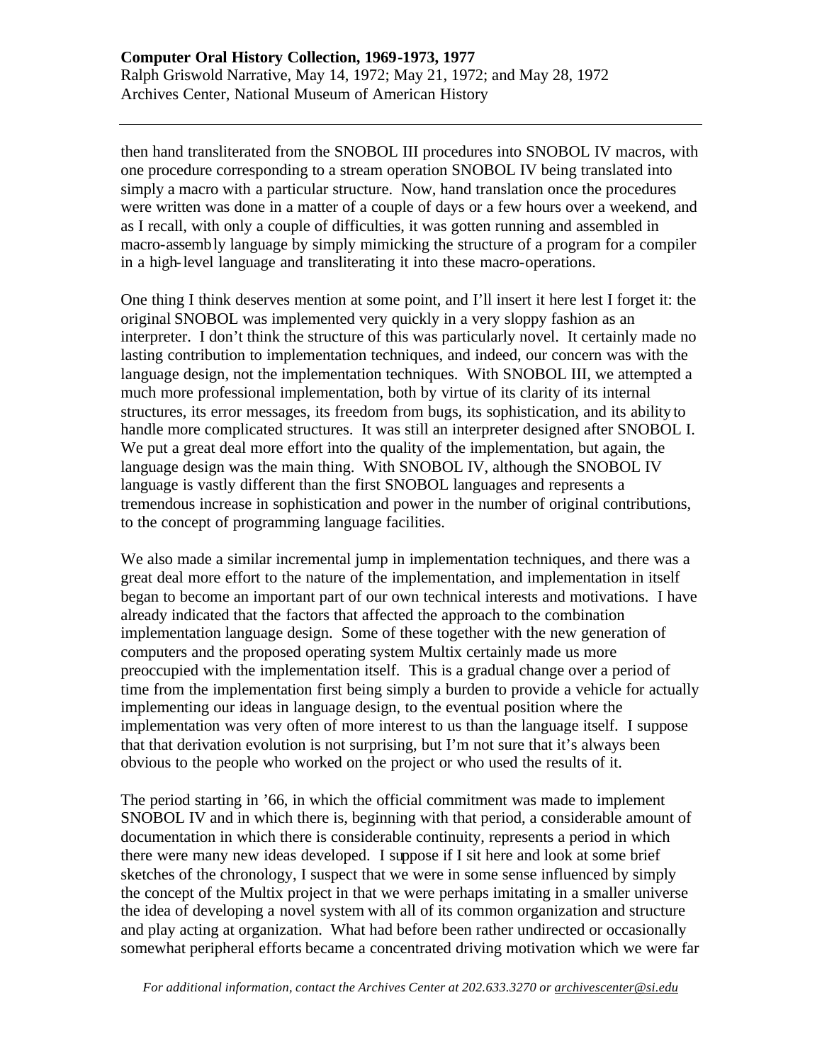then hand transliterated from the SNOBOL III procedures into SNOBOL IV macros, with one procedure corresponding to a stream operation SNOBOL IV being translated into simply a macro with a particular structure. Now, hand translation once the procedures were written was done in a matter of a couple of days or a few hours over a weekend, and as I recall, with only a couple of difficulties, it was gotten running and assembled in macro-assembly language by simply mimicking the structure of a program for a compiler in a high-level language and transliterating it into these macro-operations.

One thing I think deserves mention at some point, and I'll insert it here lest I forget it: the original SNOBOL was implemented very quickly in a very sloppy fashion as an interpreter. I don't think the structure of this was particularly novel. It certainly made no lasting contribution to implementation techniques, and indeed, our concern was with the language design, not the implementation techniques. With SNOBOL III, we attempted a much more professional implementation, both by virtue of its clarity of its internal structures, its error messages, its freedom from bugs, its sophistication, and its ability to handle more complicated structures. It was still an interpreter designed after SNOBOL I. We put a great deal more effort into the quality of the implementation, but again, the language design was the main thing. With SNOBOL IV, although the SNOBOL IV language is vastly different than the first SNOBOL languages and represents a tremendous increase in sophistication and power in the number of original contributions, to the concept of programming language facilities.

We also made a similar incremental jump in implementation techniques, and there was a great deal more effort to the nature of the implementation, and implementation in itself began to become an important part of our own technical interests and motivations. I have already indicated that the factors that affected the approach to the combination implementation language design. Some of these together with the new generation of computers and the proposed operating system Multix certainly made us more preoccupied with the implementation itself. This is a gradual change over a period of time from the implementation first being simply a burden to provide a vehicle for actually implementing our ideas in language design, to the eventual position where the implementation was very often of more interest to us than the language itself. I suppose that that derivation evolution is not surprising, but I'm not sure that it's always been obvious to the people who worked on the project or who used the results of it.

The period starting in '66, in which the official commitment was made to implement SNOBOL IV and in which there is, beginning with that period, a considerable amount of documentation in which there is considerable continuity, represents a period in which there were many new ideas developed. I suppose if I sit here and look at some brief sketches of the chronology, I suspect that we were in some sense influenced by simply the concept of the Multix project in that we were perhaps imitating in a smaller universe the idea of developing a novel system with all of its common organization and structure and play acting at organization. What had before been rather undirected or occasionally somewhat peripheral efforts became a concentrated driving motivation which we were far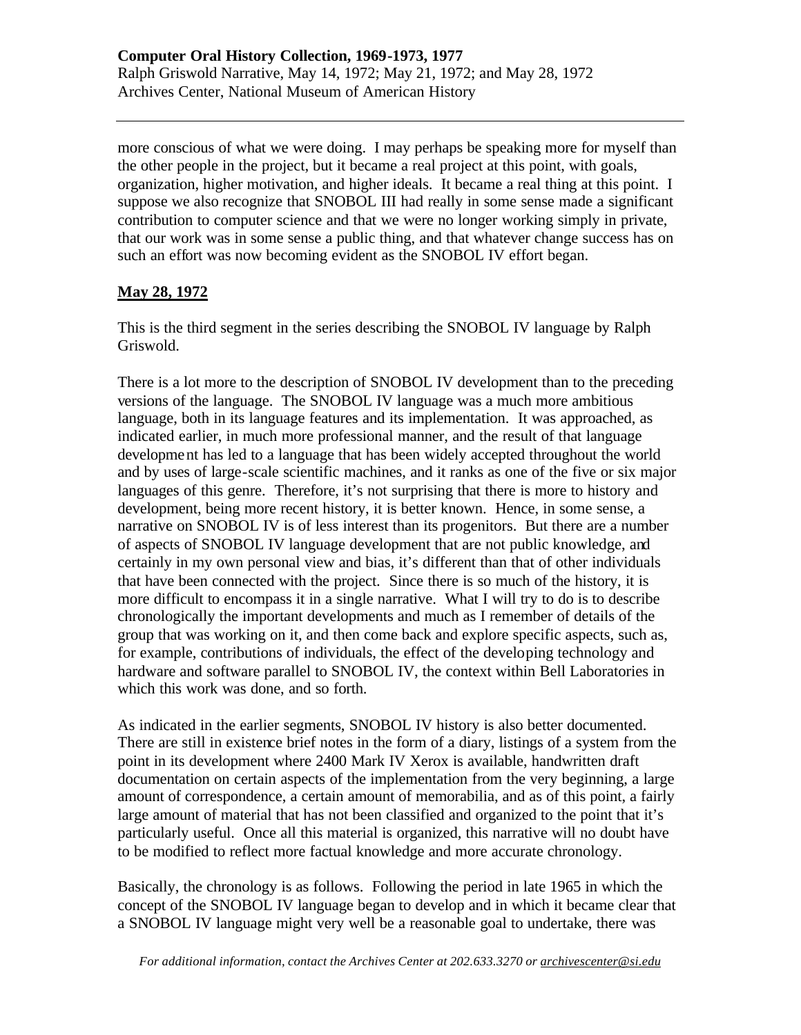more conscious of what we were doing. I may perhaps be speaking more for myself than the other people in the project, but it became a real project at this point, with goals, organization, higher motivation, and higher ideals. It became a real thing at this point. I suppose we also recognize that SNOBOL III had really in some sense made a significant contribution to computer science and that we were no longer working simply in private, that our work was in some sense a public thing, and that whatever change success has on such an effort was now becoming evident as the SNOBOL IV effort began.

## May 28, 1972

This is the third segment in the series describing the SNOBOL IV language by Ralph Griswold.

There is a lot more to the description of SNOBOL IV development than to the preceding versions of the language. The SNOBOL IV language was a much more ambitious language, both in its language features and its implementation. It was approached, as indicated earlier, in much more professional manner, and the result of that language development has led to a language that has been widely accepted throughout the world and by uses of large-scale scientific machines, and it ranks as one of the five or six major languages of this genre. Therefore, it's not surprising that there is more to history and development, being more recent history, it is better known. Hence, in some sense, a narrative on SNOBOL IV is of less interest than its progenitors. But there are a number of aspects of SNOBOL IV language development that are not public knowledge, and certainly in my own personal view and bias, it's different than that of other individuals that have been connected with the project. Since there is so much of the history, it is more difficult to encompass it in a single narrative. What I will try to do is to describe chronologically the important developments and much as I remember of details of the group that was working on it, and then come back and explore specific aspects, such as, for example, contributions of individuals, the effect of the developing technology and hardware and software parallel to SNOBOL IV, the context within Bell Laboratories in which this work was done, and so forth.

As indicated in the earlier segments, SNOBOL IV history is also better documented. There are still in existence brief notes in the form of a diary, listings of a system from the point in its development where 2400 Mark IV Xerox is available, handwritten draft documentation on certain aspects of the implementation from the very beginning, a large amount of correspondence, a certain amount of memorabilia, and as of this point, a fairly large amount of material that has not been classified and organized to the point that it's particularly useful. Once all this material is organized, this narrative will no doubt have to be modified to reflect more factual knowledge and more accurate chronology.

Basically, the chronology is as follows. Following the period in late 1965 in which the concept of the SNOBOL IV language began to develop and in which it became clear that a SNOBOL IV language might very well be a reasonable goal to undertake, there was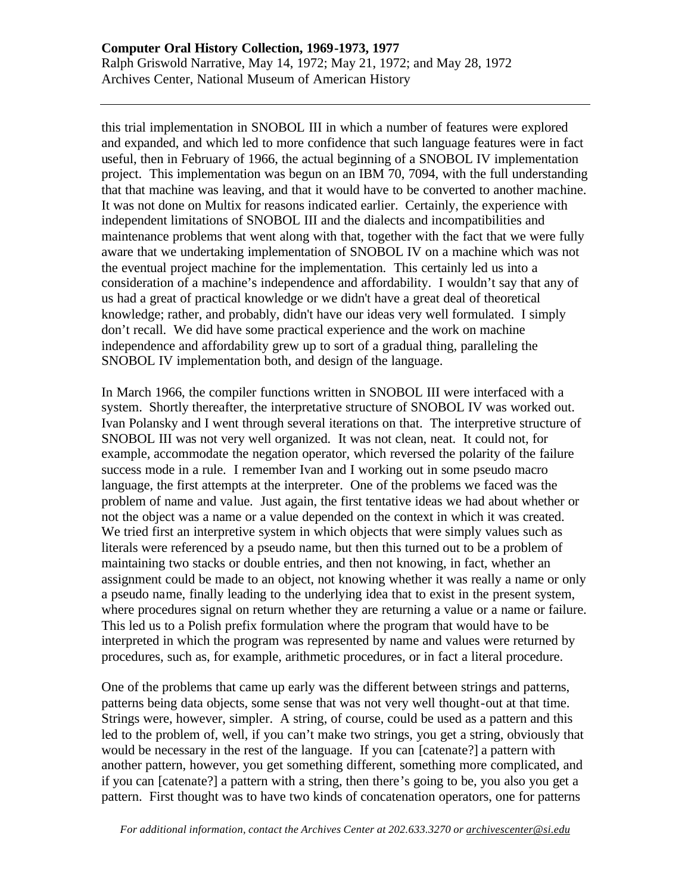this trial implementation in SNOBOL III in which a number of features were explored and expanded, and which led to more confidence that such language features were in fact useful, then in February of 1966, the actual beginning of a SNOBOL IV implementation project. This implementation was begun on an IBM 70, 7094, with the full understanding that that machine was leaving, and that it would have to be converted to another machine. It was not done on Multix for reasons indicated earlier. Certainly, the experience with independent limitations of SNOBOL III and the dialects and incompatibilities and maintenance problems that went along with that, together with the fact that we were fully aware that we undertaking implementation of SNOBOL IV on a machine which was not the eventual project machine for the implementation. This certainly led us into a consideration of a machine's independence and affordability. I wouldn't say that any of us had a great of practical knowledge or we didn't have a great deal of theoretical knowledge; rather, and probably, didn't have our ideas very well formulated. I simply don't recall. We did have some practical experience and the work on machine independence and affordability grew up to sort of a gradual thing, paralleling the SNOBOL IV implementation both, and design of the language.

In March 1966, the compiler functions written in SNOBOL III were interfaced with a system. Shortly thereafter, the interpretative structure of SNOBOL IV was worked out. Ivan Polansky and I went through several iterations on that. The interpretive structure of SNOBOL III was not very well organized. It was not clean, neat. It could not, for example, accommodate the negation operator, which reversed the polarity of the failure success mode in a rule. I remember Ivan and I working out in some pseudo macro language, the first attempts at the interpreter. One of the problems we faced was the problem of name and value. Just again, the first tentative ideas we had about whether or not the object was a name or a value depended on the context in which it was created. We tried first an interpretive system in which objects that were simply values such as literals were referenced by a pseudo name, but then this turned out to be a problem of maintaining two stacks or double entries, and then not knowing, in fact, whether an assignment could be made to an object, not knowing whether it was really a name or only a pseudo name, finally leading to the underlying idea that to exist in the present system, where procedures signal on return whether they are returning a value or a name or failure. This led us to a Polish prefix formulation where the program that would have to be interpreted in which the program was represented by name and values were returned by procedures, such as, for example, arithmetic procedures, or in fact a literal procedure.

One of the problems that came up early was the different between strings and patterns, patterns being data objects, some sense that was not very well thought-out at that time. Strings were, however, simpler. A string, of course, could be used as a pattern and this led to the problem of, well, if you can't make two strings, you get a string, obviously that would be necessary in the rest of the language. If you can [catenate?] a pattern with another pattern, however, you get something different, something more complicated, and if you can [catenate?] a pattern with a string, then there's going to be, you also you get a pattern. First thought was to have two kinds of concatenation operators, one for patterns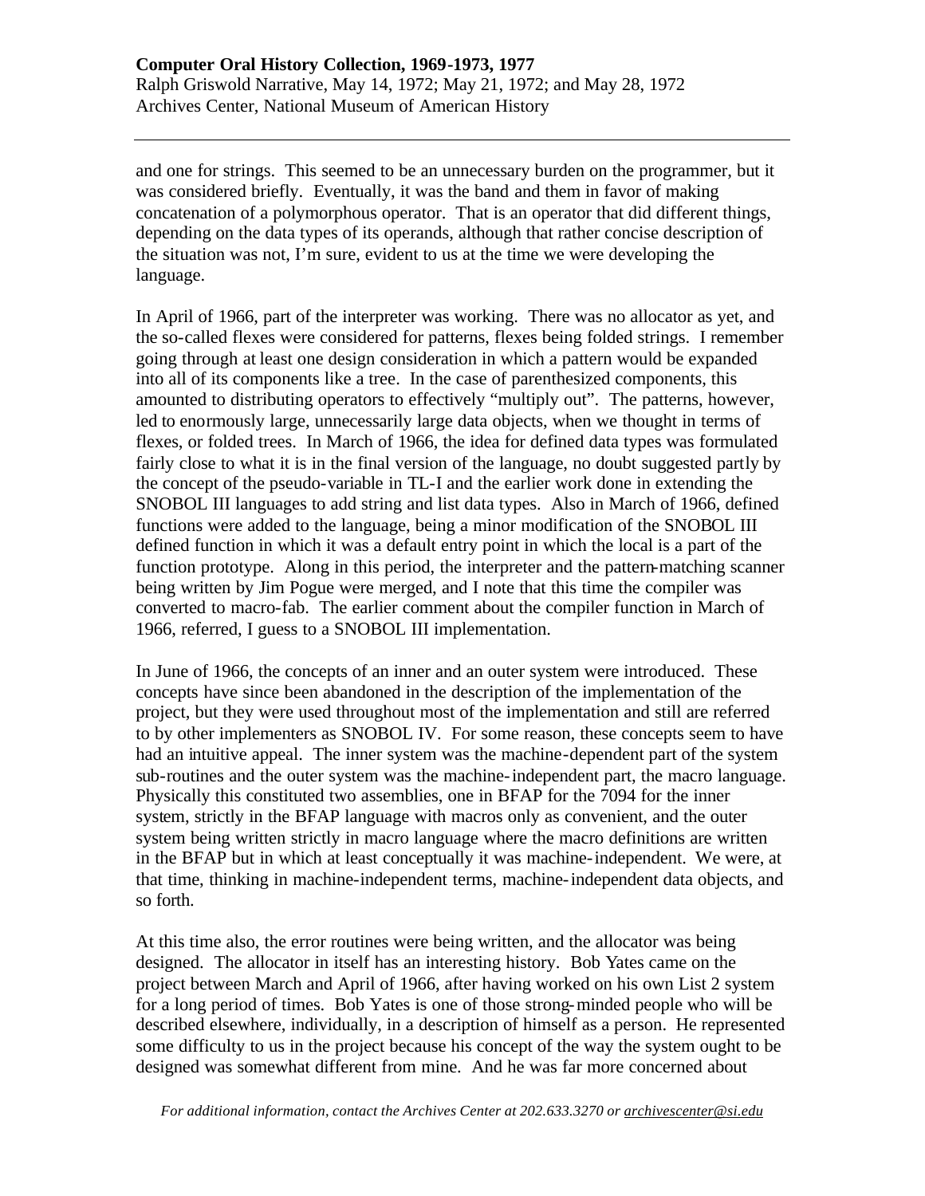and one for strings. This seemed to be an unnecessary burden on the programmer, but it was considered briefly. Eventually, it was the band and them in favor of making concatenation of a polymorphous operator. That is an operator that did different things, depending on the data types of its operands, although that rather concise description of the situation was not, I'm sure, evident to us at the time we were developing the language.

In April of 1966, part of the interpreter was working. There was no allocator as yet, and the so-called flexes were considered for patterns, flexes being folded strings. I remember going through at least one design consideration in which a pattern would be expanded into all of its components like a tree. In the case of parenthesized components, this amounted to distributing operators to effectively "multiply out". The patterns, however, led to enormously large, unnecessarily large data objects, when we thought in terms of flexes, or folded trees. In March of 1966, the idea for defined data types was formulated fairly close to what it is in the final version of the language, no doubt suggested partly by the concept of the pseudo-variable in TL-I and the earlier work done in extending the SNOBOL III languages to add string and list data types. Also in March of 1966, defined functions were added to the language, being a minor modification of the SNOBOL III defined function in which it was a default entry point in which the local is a part of the function prototype. Along in this period, the interpreter and the pattern-matching scanner being written by Jim Pogue were merged, and I note that this time the compiler was converted to macro-fab. The earlier comment about the compiler function in March of 1966, referred, I guess to a SNOBOL III implementation.

In June of 1966, the concepts of an inner and an outer system were introduced. These concepts have since been abandoned in the description of the implementation of the project, but they were used throughout most of the implementation and still are referred to by other implementers as SNOBOL IV. For some reason, these concepts seem to have had an intuitive appeal. The inner system was the machine-dependent part of the system sub-routines and the outer system was the machine-independent part, the macro language. Physically this constituted two assemblies, one in BFAP for the 7094 for the inner system, strictly in the BFAP language with macros only as convenient, and the outer system being written strictly in macro language where the macro definitions are written in the BFAP but in which at least conceptually it was machine-independent. We were, at that time, thinking in machine-independent terms, machine-independent data objects, and so forth.

At this time also, the error routines were being written, and the allocator was being designed. The allocator in itself has an interesting history. Bob Yates came on the project between March and April of 1966, after having worked on his own List 2 system for a long period of times. Bob Yates is one of those strong-minded people who will be described elsewhere, individually, in a description of himself as a person. He represented some difficulty to us in the project because his concept of the way the system ought to be designed was somewhat different from mine. And he was far more concerned about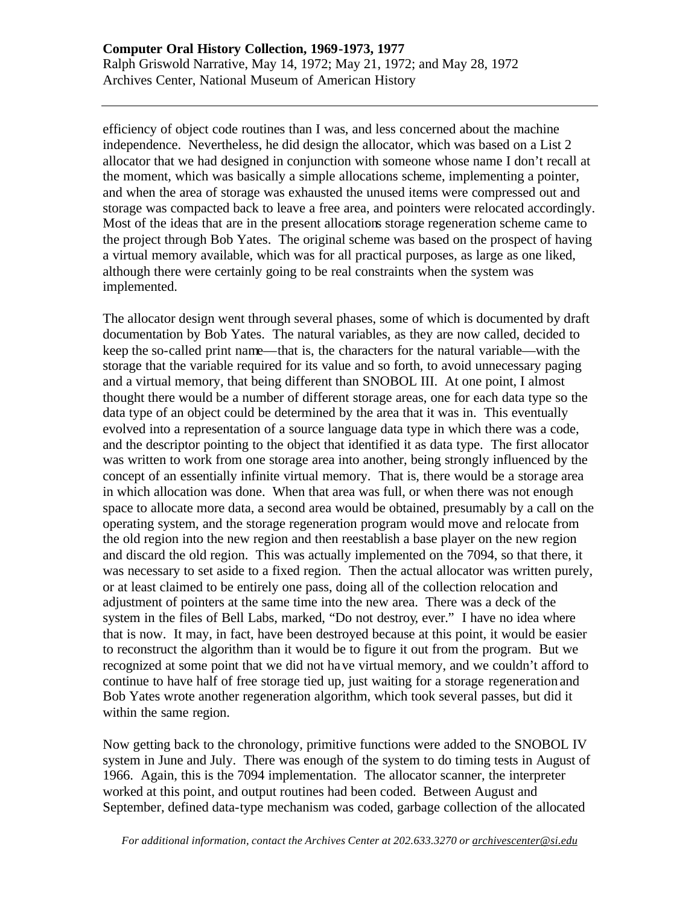efficiency of object code routines than I was, and less concerned about the machine independence. Nevertheless, he did design the allocator, which was based on a List 2 allocator that we had designed in conjunction with someone whose name I don't recall at the moment, which was basically a simple allocations scheme, implementing a pointer, and when the area of storage was exhausted the unused items were compressed out and storage was compacted back to leave a free area, and pointers were relocated accordingly. Most of the ideas that are in the present allocations storage regeneration scheme came to the project through Bob Yates. The original scheme was based on the prospect of having a virtual memory available, which was for all practical purposes, as large as one liked, although there were certainly going to be real constraints when the system was implemented.

The allocator design went through several phases, some of which is documented by draft documentation by Bob Yates. The natural variables, as they are now called, decided to keep the so-called print name—that is, the characters for the natural variable—with the storage that the variable required for its value and so forth, to avoid unnecessary paging and a virtual memory, that being different than SNOBOL III. At one point, I almost thought there would be a number of different storage areas, one for each data type so the data type of an object could be determined by the area that it was in. This eventually evolved into a representation of a source language data type in which there was a code, and the descriptor pointing to the object that identified it as data type. The first allocator was written to work from one storage area into another, being strongly influenced by the concept of an essentially infinite virtual memory. That is, there would be a storage area in which allocation was done. When that area was full, or when there was not enough space to allocate more data, a second area would be obtained, presumably by a call on the operating system, and the storage regeneration program would move and relocate from the old region into the new region and then reestablish a base player on the new region and discard the old region. This was actually implemented on the 7094, so that there, it was necessary to set aside to a fixed region. Then the actual allocator was written purely, or at least claimed to be entirely one pass, doing all of the collection relocation and adjustment of pointers at the same time into the new area. There was a deck of the system in the files of Bell Labs, marked, "Do not destroy, ever." I have no idea where that is now. It may, in fact, have been destroyed because at this point, it would be easier to reconstruct the algorithm than it would be to figure it out from the program. But we recognized at some point that we did not have virtual memory, and we couldn't afford to continue to have half of free storage tied up, just waiting for a storage regeneration and Bob Yates wrote another regeneration algorithm, which took several passes, but did it within the same region.

Now getting back to the chronology, primitive functions were added to the SNOBOL IV system in June and July. There was enough of the system to do timing tests in August of 1966. Again, this is the 7094 implementation. The allocator scanner, the interpreter worked at this point, and output routines had been coded. Between August and September, defined data-type mechanism was coded, garbage collection of the allocated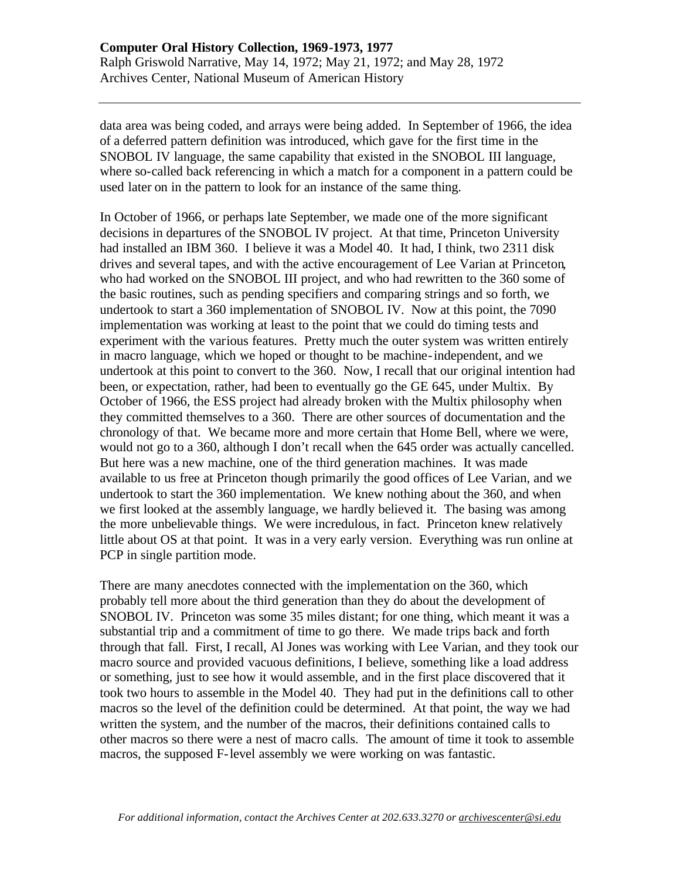data area was being coded, and arrays were being added. In September of 1966, the idea of a deferred pattern definition was introduced, which gave for the first time in the SNOBOL IV language, the same capability that existed in the SNOBOL III language, where so-called back referencing in which a match for a component in a pattern could be used later on in the pattern to look for an instance of the same thing.

In October of 1966, or perhaps late September, we made one of the more significant decisions in departures of the SNOBOL IV project. At that time, Princeton University had installed an IBM 360. I believe it was a Model 40. It had, I think, two 2311 disk drives and several tapes, and with the active encouragement of Lee Varian at Princeton, who had worked on the SNOBOL III project, and who had rewritten to the 360 some of the basic routines, such as pending specifiers and comparing strings and so forth, we undertook to start a 360 implementation of SNOBOL IV. Now at this point, the 7090 implementation was working at least to the point that we could do timing tests and experiment with the various features. Pretty much the outer system was written entirely in macro language, which we hoped or thought to be machine-independent, and we undertook at this point to convert to the 360. Now, I recall that our original intention had been, or expectation, rather, had been to eventually go the GE 645, under Multix. By October of 1966, the ESS project had already broken with the Multix philosophy when they committed themselves to a 360. There are other sources of documentation and the chronology of that. We became more and more certain that Home Bell, where we were, would not go to a 360, although I don't recall when the 645 order was actually cancelled. But here was a new machine, one of the third generation machines. It was made available to us free at Princeton though primarily the good offices of Lee Varian, and we undertook to start the 360 implementation. We knew nothing about the 360, and when we first looked at the assembly language, we hardly believed it. The basing was among the more unbelievable things. We were incredulous, in fact. Princeton knew relatively little about OS at that point. It was in a very early version. Everything was run online at PCP in single partition mode.

There are many anecdotes connected with the implementation on the 360, which probably tell more about the third generation than they do about the development of SNOBOL IV. Princeton was some 35 miles distant; for one thing, which meant it was a substantial trip and a commitment of time to go there. We made trips back and forth through that fall. First, I recall, Al Jones was working with Lee Varian, and they took our macro source and provided vacuous definitions, I believe, something like a load address or something, just to see how it would assemble, and in the first place discovered that it took two hours to assemble in the Model 40. They had put in the definitions call to other macros so the level of the definition could be determined. At that point, the way we had written the system, and the number of the macros, their definitions contained calls to other macros so there were a nest of macro calls. The amount of time it took to assemble macros, the supposed F-level assembly we were working on was fantastic.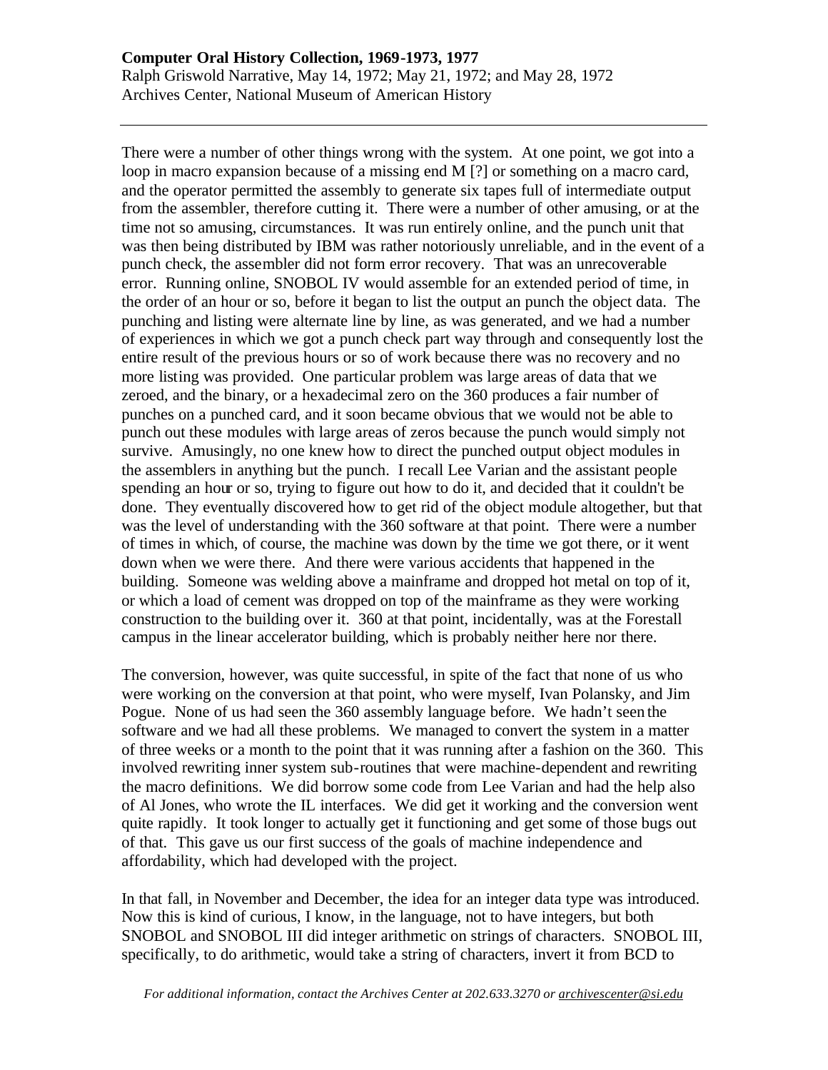There were a number of other things wrong with the system. At one point, we got into a loop in macro expansion because of a missing end M [?] or something on a macro card, and the operator permitted the assembly to generate six tapes full of intermediate output from the assembler, therefore cutting it. There were a number of other amusing, or at the time not so amusing, circumstances. It was run entirely online, and the punch unit that was then being distributed by IBM was rather notoriously unreliable, and in the event of a punch check, the assembler did not form error recovery. That was an unrecoverable error. Running online, SNOBOL IV would assemble for an extended period of time, in the order of an hour or so, before it began to list the output an punch the object data. The punching and listing were alternate line by line, as was generated, and we had a number of experiences in which we got a punch check part way through and consequently lost the entire result of the previous hours or so of work because there was no recovery and no more listing was provided. One particular problem was large areas of data that we zeroed, and the binary, or a hexadecimal zero on the 360 produces a fair number of punches on a punched card, and it soon became obvious that we would not be able to punch out these modules with large areas of zeros because the punch would simply not survive. Amusingly, no one knew how to direct the punched output object modules in the assemblers in anything but the punch. I recall Lee Varian and the assistant people spending an hour or so, trying to figure out how to do it, and decided that it couldn't be done. They eventually discovered how to get rid of the object module altogether, but that was the level of understanding with the 360 software at that point. There were a number of times in which, of course, the machine was down by the time we got there, or it went down when we were there. And there were various accidents that happened in the building. Someone was welding above a mainframe and dropped hot metal on top of it, or which a load of cement was dropped on top of the mainframe as they were working construction to the building over it. 360 at that point, incidentally, was at the Forestall campus in the linear accelerator building, which is probably neither here nor there.

The conversion, however, was quite successful, in spite of the fact that none of us who were working on the conversion at that point, who were myself, Ivan Polansky, and Jim Pogue. None of us had seen the 360 assembly language before. We hadn't seen the software and we had all these problems. We managed to convert the system in a matter of three weeks or a month to the point that it was running after a fashion on the 360. This involved rewriting inner system sub-routines that were machine-dependent and rewriting the macro definitions. We did borrow some code from Lee Varian and had the help also of Al Jones, who wrote the IL interfaces. We did get it working and the conversion went quite rapidly. It took longer to actually get it functioning and get some of those bugs out of that. This gave us our first success of the goals of machine independence and affordability, which had developed with the project.

In that fall, in November and December, the idea for an integer data type was introduced. Now this is kind of curious, I know, in the language, not to have integers, but both SNOBOL and SNOBOL III did integer arithmetic on strings of characters. SNOBOL III, specifically, to do arithmetic, would take a string of characters, invert it from BCD to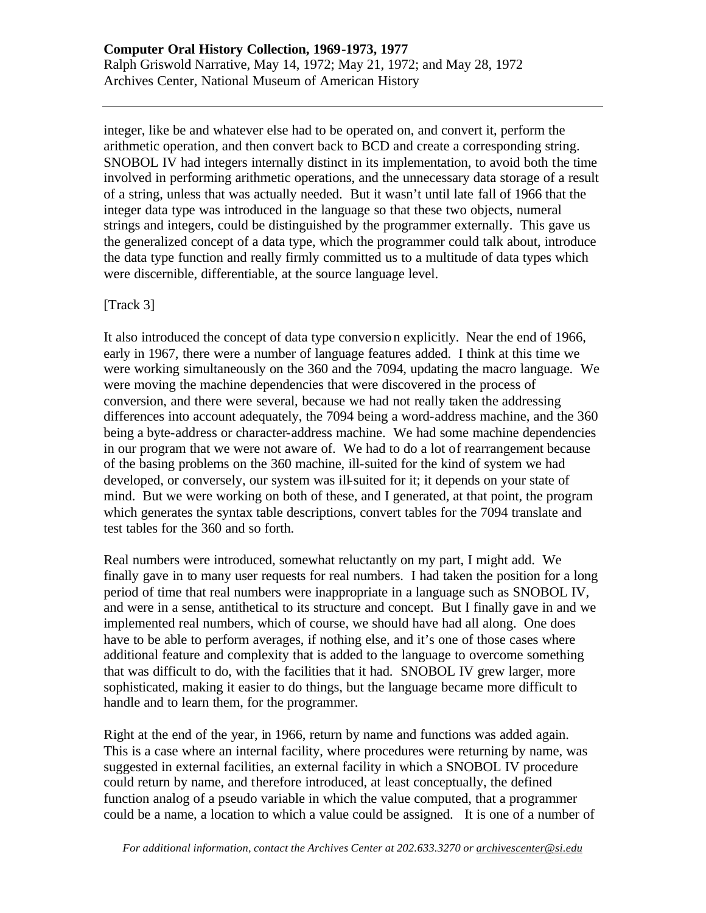integer, like be and whatever else had to be operated on, and convert it, perform the arithmetic operation, and then convert back to BCD and create a corresponding string. SNOBOL IV had integers internally distinct in its implementation, to avoid both the time involved in performing arithmetic operations, and the unnecessary data storage of a result of a string, unless that was actually needed. But it wasn't until late fall of 1966 that the integer data type was introduced in the language so that these two objects, numeral strings and integers, could be distinguished by the programmer externally. This gave us the generalized concept of a data type, which the programmer could talk about, introduce the data type function and really firmly committed us to a multitude of data types which were discernible, differentiable, at the source language level.

[Track 3]

It also introduced the concept of data type conversion explicitly. Near the end of 1966, early in 1967, there were a number of language features added. I think at this time we were working simultaneously on the 360 and the 7094, updating the macro language. We were moving the machine dependencies that were discovered in the process of conversion, and there were several, because we had not really taken the addressing differences into account adequately, the 7094 being a word-address machine, and the 360 being a byte-address or character-address machine. We had some machine dependencies in our program that we were not aware of. We had to do a lot of rearrangement because of the basing problems on the 360 machine, ill-suited for the kind of system we had developed, or conversely, our system was ill-suited for it; it depends on your state of mind. But we were working on both of these, and I generated, at that point, the program which generates the syntax table descriptions, convert tables for the 7094 translate and test tables for the 360 and so forth.

Real numbers were introduced, somewhat reluctantly on my part, I might add. We finally gave in to many user requests for real numbers. I had taken the position for a long period of time that real numbers were inappropriate in a language such as SNOBOL IV, and were in a sense, antithetical to its structure and concept. But I finally gave in and we implemented real numbers, which of course, we should have had all along. One does have to be able to perform averages, if nothing else, and it's one of those cases where additional feature and complexity that is added to the language to overcome something that was difficult to do, with the facilities that it had. SNOBOL IV grew larger, more sophisticated, making it easier to do things, but the language became more difficult to handle and to learn them, for the programmer.

Right at the end of the year, in 1966, return by name and functions was added again. This is a case where an internal facility, where procedures were returning by name, was suggested in external facilities, an external facility in which a SNOBOL IV procedure could return by name, and therefore introduced, at least conceptually, the defined function analog of a pseudo variable in which the value computed, that a programmer could be a name, a location to which a value could be assigned. It is one of a number of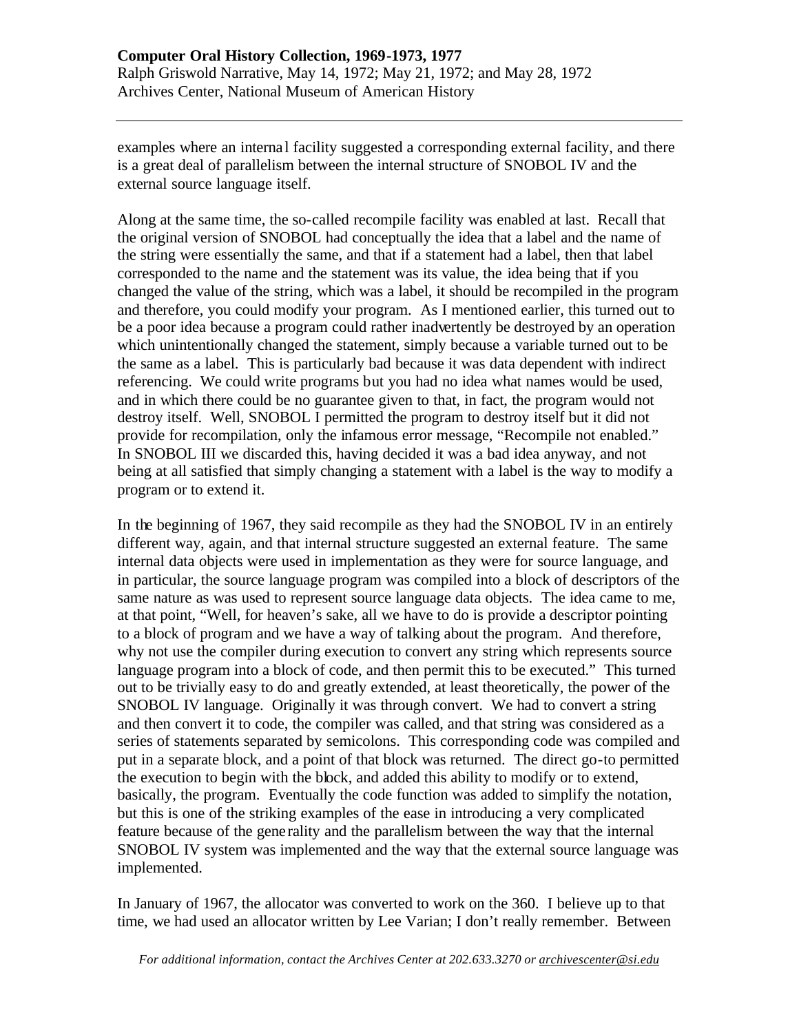examples where an internal facility suggested a corresponding external facility, and there is a great deal of parallelism between the internal structure of SNOBOL IV and the external source language itself.

Along at the same time, the so-called recompile facility was enabled at last. Recall that the original version of SNOBOL had conceptually the idea that a label and the name of the string were essentially the same, and that if a statement had a label, then that label corresponded to the name and the statement was its value, the idea being that if you changed the value of the string, which was a label, it should be recompiled in the program and therefore, you could modify your program. As I mentioned earlier, this turned out to be a poor idea because a program could rather inadvertently be destroyed by an operation which unintentionally changed the statement, simply because a variable turned out to be the same as a label. This is particularly bad because it was data dependent with indirect referencing. We could write programs but you had no idea what names would be used, and in which there could be no guarantee given to that, in fact, the program would not destroy itself. Well, SNOBOL I permitted the program to destroy itself but it did not provide for recompilation, only the infamous error message, "Recompile not enabled." In SNOBOL III we discarded this, having decided it was a bad idea anyway, and not being at all satisfied that simply changing a statement with a label is the way to modify a program or to extend it.

In the beginning of 1967, they said recompile as they had the SNOBOL IV in an entirely different way, again, and that internal structure suggested an external feature. The same internal data objects were used in implementation as they were for source language, and in particular, the source language program was compiled into a block of descriptors of the same nature as was used to represent source language data objects. The idea came to me, at that point, "Well, for heaven's sake, all we have to do is provide a descriptor pointing to a block of program and we have a way of talking about the program. And therefore, why not use the compiler during execution to convert any string which represents source language program into a block of code, and then permit this to be executed." This turned out to be trivially easy to do and greatly extended, at least theoretically, the power of the SNOBOL IV language. Originally it was through convert. We had to convert a string and then convert it to code, the compiler was called, and that string was considered as a series of statements separated by semicolons. This corresponding code was compiled and put in a separate block, and a point of that block was returned. The direct go-to permitted the execution to begin with the block, and added this ability to modify or to extend, basically, the program. Eventually the code function was added to simplify the notation, but this is one of the striking examples of the ease in introducing a very complicated feature because of the generality and the parallelism between the way that the internal SNOBOL IV system was implemented and the way that the external source language was implemented.

In January of 1967, the allocator was converted to work on the 360. I believe up to that time, we had used an allocator written by Lee Varian; I don't really remember. Between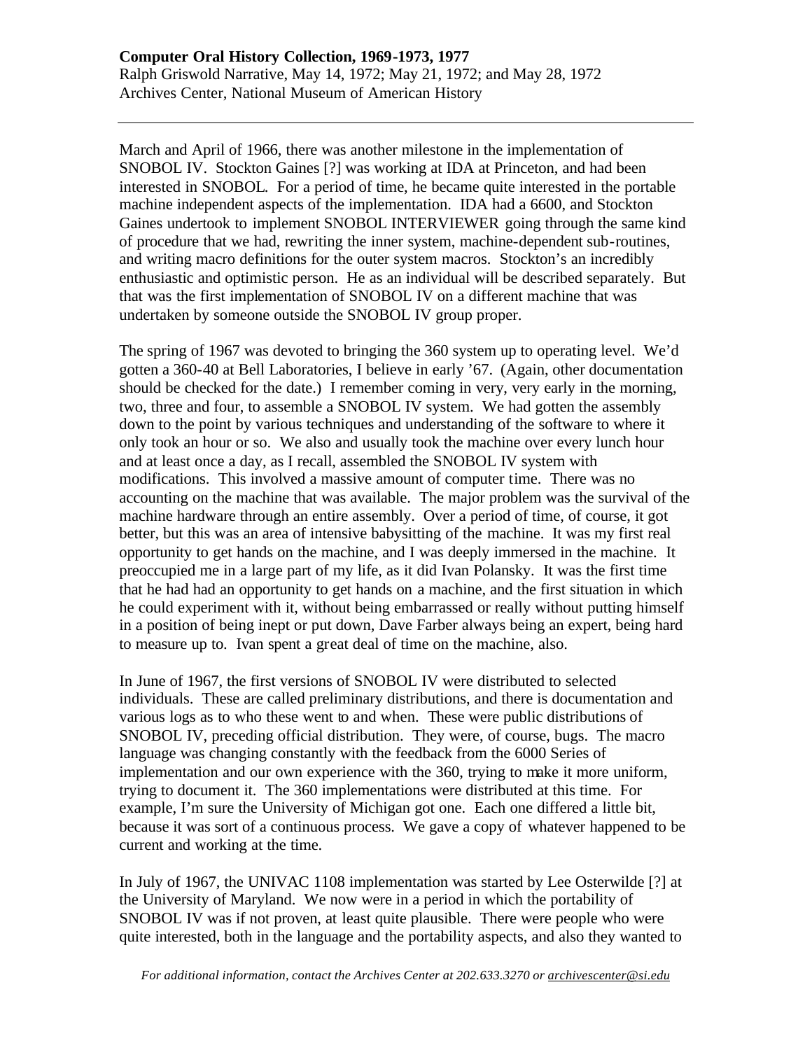March and April of 1966, there was another milestone in the implementation of SNOBOL IV. Stockton Gaines [?] was working at IDA at Princeton, and had been interested in SNOBOL. For a period of time, he became quite interested in the portable machine independent aspects of the implementation. IDA had a 6600, and Stockton Gaines undertook to implement SNOBOL INTERVIEWER going through the same kind of procedure that we had, rewriting the inner system, machine-dependent sub-routines, and writing macro definitions for the outer system macros. Stockton's an incredibly enthusiastic and optimistic person. He as an individual will be described separately. But that was the first implementation of SNOBOL IV on a different machine that was undertaken by someone outside the SNOBOL IV group proper.

The spring of 1967 was devoted to bringing the 360 system up to operating level. We'd gotten a 360-40 at Bell Laboratories, I believe in early '67. (Again, other documentation should be checked for the date.) I remember coming in very, very early in the morning, two, three and four, to assemble a SNOBOL IV system. We had gotten the assembly down to the point by various techniques and understanding of the software to where it only took an hour or so. We also and usually took the machine over every lunch hour and at least once a day, as I recall, assembled the SNOBOL IV system with modifications. This involved a massive amount of computer time. There was no accounting on the machine that was available. The major problem was the survival of the machine hardware through an entire assembly. Over a period of time, of course, it got better, but this was an area of intensive babysitting of the machine. It was my first real opportunity to get hands on the machine, and I was deeply immersed in the machine. It preoccupied me in a large part of my life, as it did Ivan Polansky. It was the first time that he had had an opportunity to get hands on a machine, and the first situation in which he could experiment with it, without being embarrassed or really without putting himself in a position of being inept or put down, Dave Farber always being an expert, being hard to measure up to. Ivan spent a great deal of time on the machine, also.

In June of 1967, the first versions of SNOBOL IV were distributed to selected individuals. These are called preliminary distributions, and there is documentation and various logs as to who these went to and when. These were public distributions of SNOBOL IV, preceding official distribution. They were, of course, bugs. The macro language was changing constantly with the feedback from the 6000 Series of implementation and our own experience with the 360, trying to make it more uniform, trying to document it. The 360 implementations were distributed at this time. For example, I'm sure the University of Michigan got one. Each one differed a little bit, because it was sort of a continuous process. We gave a copy of whatever happened to be current and working at the time.

In July of 1967, the UNIVAC 1108 implementation was started by Lee Osterwilde [?] at the University of Maryland. We now were in a period in which the portability of SNOBOL IV was if not proven, at least quite plausible. There were people who were quite interested, both in the language and the portability aspects, and also they wanted to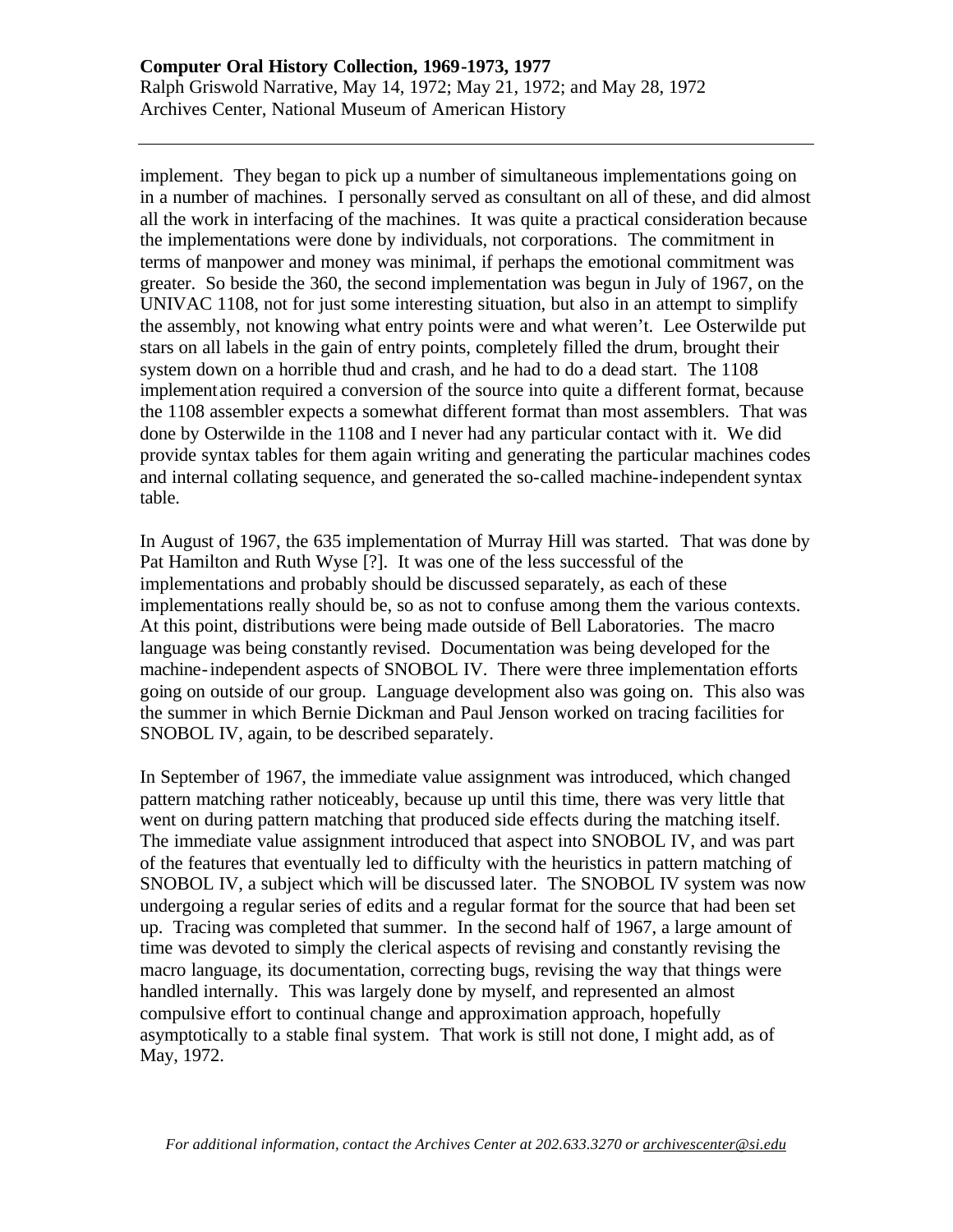implement. They began to pick up a number of simultaneous implementations going on in a number of machines. I personally served as consultant on all of these, and did almost all the work in interfacing of the machines. It was quite a practical consideration because the implementations were done by individuals, not corporations. The commitment in terms of manpower and money was minimal, if perhaps the emotional commitment was greater. So beside the 360, the second implementation was begun in July of 1967, on the UNIVAC 1108, not for just some interesting situation, but also in an attempt to simplify the assembly, not knowing what entry points were and what weren't. Lee Osterwilde put stars on all labels in the gain of entry points, completely filled the drum, brought their system down on a horrible thud and crash, and he had to do a dead start. The 1108 implementation required a conversion of the source into quite a different format, because the 1108 assembler expects a somewhat different format than most assemblers. That was done by Osterwilde in the 1108 and I never had any particular contact with it. We did provide syntax tables for them again writing and generating the particular machines codes and internal collating sequence, and generated the so-called machine-independent syntax table.

In August of 1967, the 635 implementation of Murray Hill was started. That was done by Pat Hamilton and Ruth Wyse [?]. It was one of the less successful of the implementations and probably should be discussed separately, as each of these implementations really should be, so as not to confuse among them the various contexts. At this point, distributions were being made outside of Bell Laboratories. The macro language was being constantly revised. Documentation was being developed for the machine-independent aspects of SNOBOL IV. There were three implementation efforts going on outside of our group. Language development also was going on. This also was the summer in which Bernie Dickman and Paul Jenson worked on tracing facilities for SNOBOL IV, again, to be described separately.

In September of 1967, the immediate value assignment was introduced, which changed pattern matching rather noticeably, because up until this time, there was very little that went on during pattern matching that produced side effects during the matching itself. The immediate value assignment introduced that aspect into SNOBOL IV, and was part of the features that eventually led to difficulty with the heuristics in pattern matching of SNOBOL IV, a subject which will be discussed later. The SNOBOL IV system was now undergoing a regular series of edits and a regular format for the source that had been set up. Tracing was completed that summer. In the second half of 1967, a large amount of time was devoted to simply the clerical aspects of revising and constantly revising the macro language, its documentation, correcting bugs, revising the way that things were handled internally. This was largely done by myself, and represented an almost compulsive effort to continual change and approximation approach, hopefully asymptotically to a stable final system. That work is still not done, I might add, as of May, 1972.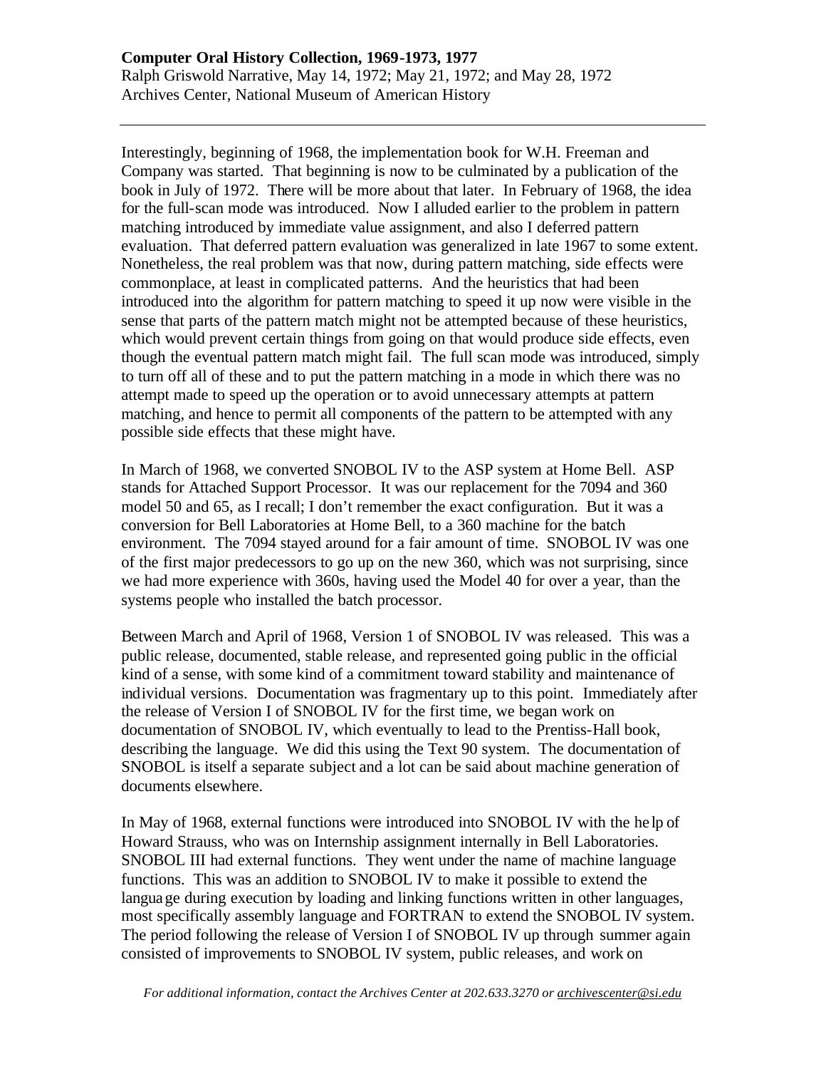Interestingly, beginning of 1968, the implementation book for W.H. Freeman and Company was started. That beginning is now to be culminated by a publication of the book in July of 1972. There will be more about that later. In February of 1968, the idea for the full-scan mode was introduced. Now I alluded earlier to the problem in pattern matching introduced by immediate value assignment, and also I deferred pattern evaluation. That deferred pattern evaluation was generalized in late 1967 to some extent. Nonetheless, the real problem was that now, during pattern matching, side effects were commonplace, at least in complicated patterns. And the heuristics that had been introduced into the algorithm for pattern matching to speed it up now were visible in the sense that parts of the pattern match might not be attempted because of these heuristics, which would prevent certain things from going on that would produce side effects, even though the eventual pattern match might fail. The full scan mode was introduced, simply to turn off all of these and to put the pattern matching in a mode in which there was no attempt made to speed up the operation or to avoid unnecessary attempts at pattern matching, and hence to permit all components of the pattern to be attempted with any possible side effects that these might have.

In March of 1968, we converted SNOBOL IV to the ASP system at Home Bell. ASP stands for Attached Support Processor. It was our replacement for the 7094 and 360 model 50 and 65, as I recall; I don't remember the exact configuration. But it was a conversion for Bell Laboratories at Home Bell, to a 360 machine for the batch environment. The 7094 stayed around for a fair amount of time. SNOBOL IV was one of the first major predecessors to go up on the new 360, which was not surprising, since we had more experience with 360s, having used the Model 40 for over a year, than the systems people who installed the batch processor.

Between March and April of 1968, Version 1 of SNOBOL IV was released. This was a public release, documented, stable release, and represented going public in the official kind of a sense, with some kind of a commitment toward stability and maintenance of individual versions. Documentation was fragmentary up to this point. Immediately after the release of Version I of SNOBOL IV for the first time, we began work on documentation of SNOBOL IV, which eventually to lead to the Prentiss-Hall book, describing the language. We did this using the Text 90 system. The documentation of SNOBOL is itself a separate subject and a lot can be said about machine generation of documents elsewhere.

In May of 1968, external functions were introduced into SNOBOL IV with the help of Howard Strauss, who was on Internship assignment internally in Bell Laboratories. SNOBOL III had external functions. They went under the name of machine language functions. This was an addition to SNOBOL IV to make it possible to extend the language during execution by loading and linking functions written in other languages, most specifically assembly language and FORTRAN to extend the SNOBOL IV system. The period following the release of Version I of SNOBOL IV up through summer again consisted of improvements to SNOBOL IV system, public releases, and work on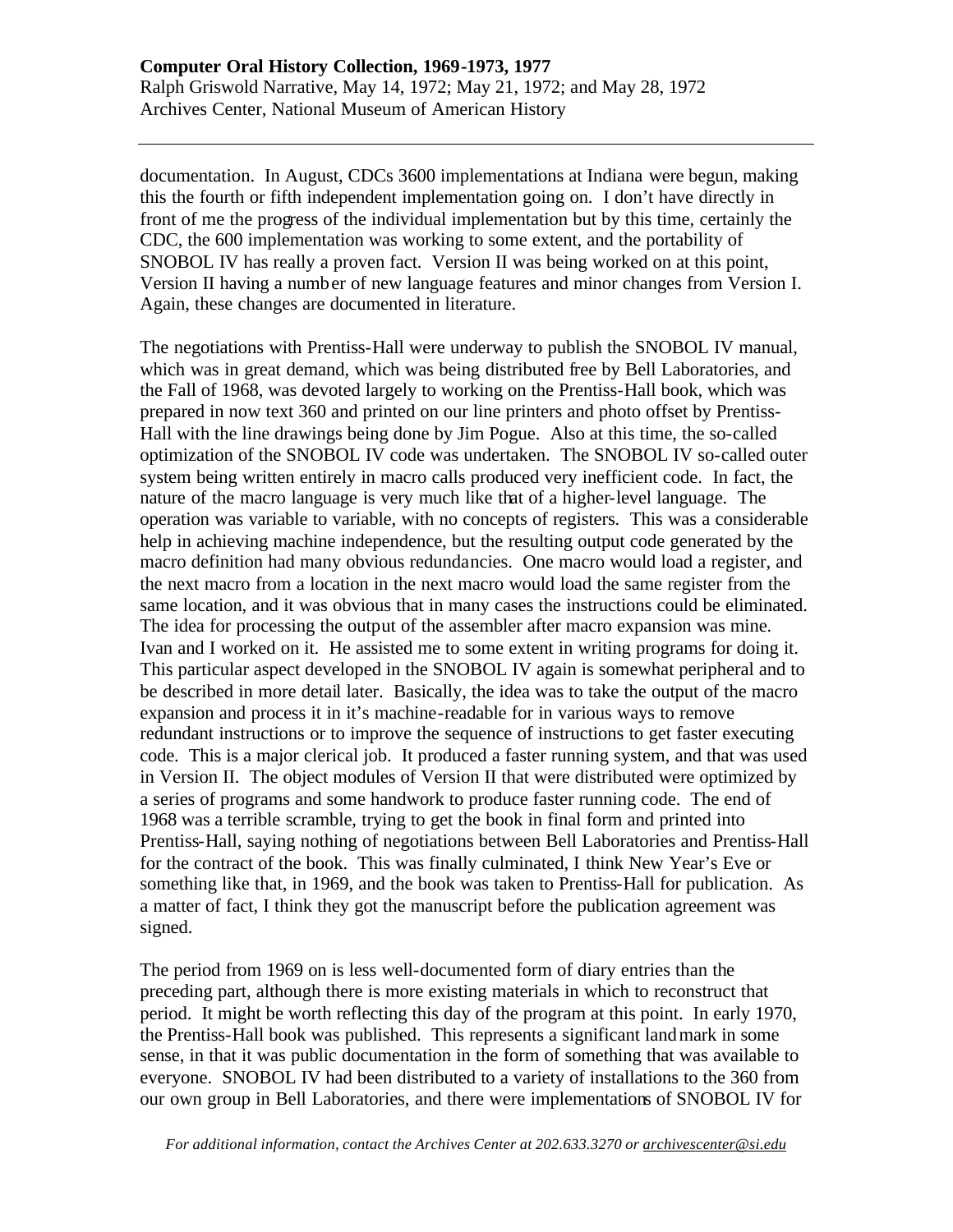documentation. In August, CDCs 3600 implementations at Indiana were begun, making this the fourth or fifth independent implementation going on. I don't have directly in front of me the progress of the individual implementation but by this time, certainly the CDC, the 600 implementation was working to some extent, and the portability of SNOBOL IV has really a proven fact. Version II was being worked on at this point, Version II having a number of new language features and minor changes from Version I. Again, these changes are documented in literature.

The negotiations with Prentiss-Hall were underway to publish the SNOBOL IV manual, which was in great demand, which was being distributed free by Bell Laboratories, and the Fall of 1968, was devoted largely to working on the Prentiss-Hall book, which was prepared in now text 360 and printed on our line printers and photo offset by Prentiss-Hall with the line drawings being done by Jim Pogue. Also at this time, the so-called optimization of the SNOBOL IV code was undertaken. The SNOBOL IV so-called outer system being written entirely in macro calls produced very inefficient code. In fact, the nature of the macro language is very much like that of a higher-level language. The operation was variable to variable, with no concepts of registers. This was a considerable help in achieving machine independence, but the resulting output code generated by the macro definition had many obvious redundancies. One macro would load a register, and the next macro from a location in the next macro would load the same register from the same location, and it was obvious that in many cases the instructions could be eliminated. The idea for processing the output of the assembler after macro expansion was mine. Ivan and I worked on it. He assisted me to some extent in writing programs for doing it. This particular aspect developed in the SNOBOL IV again is somewhat peripheral and to be described in more detail later. Basically, the idea was to take the output of the macro expansion and process it in it's machine-readable for in various ways to remove redundant instructions or to improve the sequence of instructions to get faster executing code. This is a major clerical job. It produced a faster running system, and that was used in Version II. The object modules of Version II that were distributed were optimized by a series of programs and some handwork to produce faster running code. The end of 1968 was a terrible scramble, trying to get the book in final form and printed into Prentiss-Hall, saying nothing of negotiations between Bell Laboratories and Prentiss-Hall for the contract of the book. This was finally culminated, I think New Year's Eve or something like that, in 1969, and the book was taken to Prentiss-Hall for publication. As a matter of fact, I think they got the manuscript before the publication agreement was signed.

The period from 1969 on is less well-documented form of diary entries than the preceding part, although there is more existing materials in which to reconstruct that period. It might be worth reflecting this day of the program at this point. In early 1970, the Prentiss-Hall book was published. This represents a significant landmark in some sense, in that it was public documentation in the form of something that was available to everyone. SNOBOL IV had been distributed to a variety of installations to the 360 from our own group in Bell Laboratories, and there were implementations of SNOBOL IV for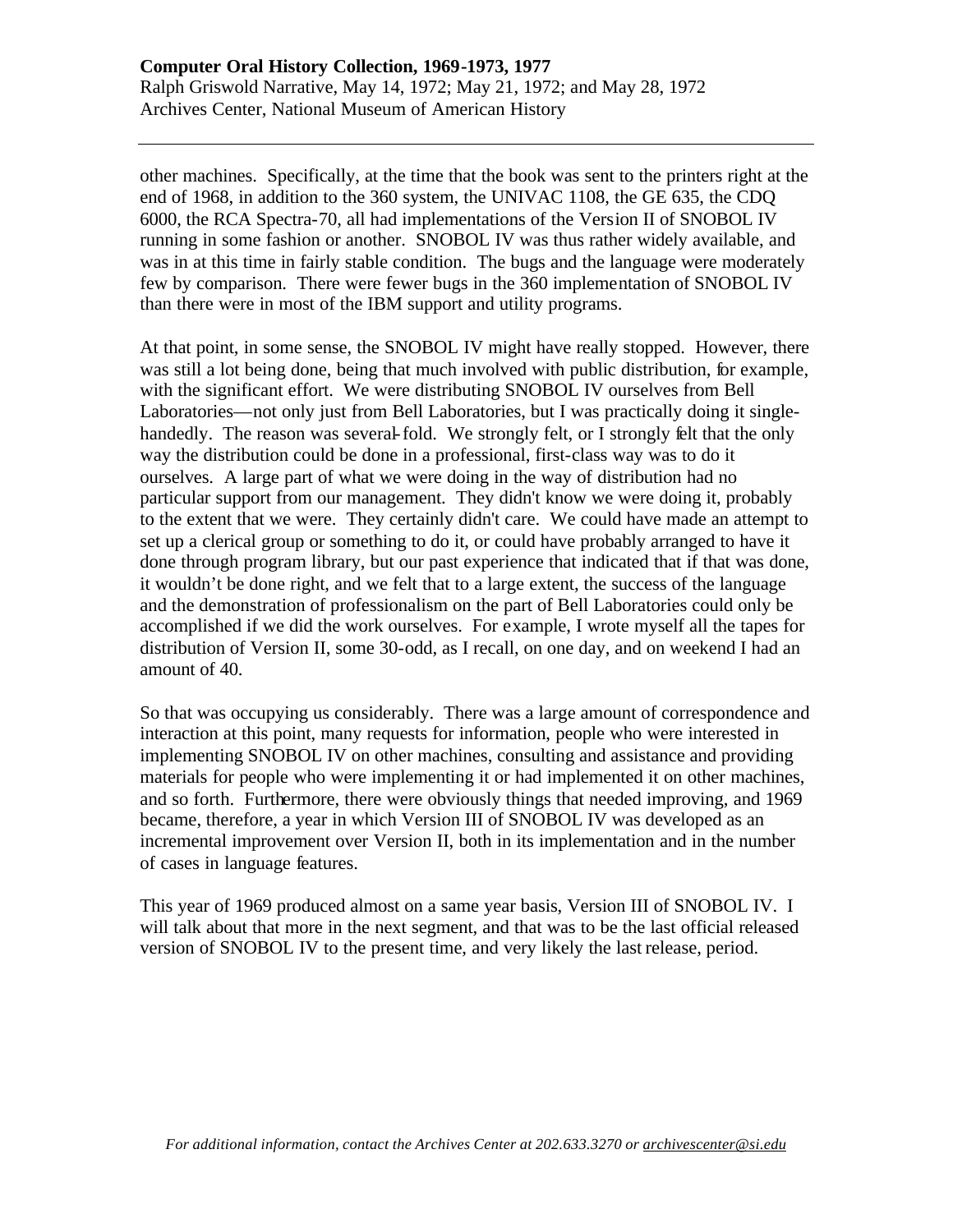other machines. Specifically, at the time that the book was sent to the printers right at the end of 1968, in addition to the 360 system, the UNIVAC 1108, the GE 635, the CDQ 6000, the RCA Spectra-70, all had implementations of the Version II of SNOBOL IV running in some fashion or another. SNOBOL IV was thus rather widely available, and was in at this time in fairly stable condition. The bugs and the language were moderately few by comparison. There were fewer bugs in the 360 implementation of SNOBOL IV than there were in most of the IBM support and utility programs.

At that point, in some sense, the SNOBOL IV might have really stopped. However, there was still a lot being done, being that much involved with public distribution, for example, with the significant effort. We were distributing SNOBOL IV ourselves from Bell Laboratories—not only just from Bell Laboratories, but I was practically doing it single-handedly. The reason was several-fold. We strongly felt, or I strongly felt that the only way the distribution could be done in a professional, first-class way was to do it ourselves. A large part of what we were doing in the way of distribution had no particular support from our management. They didn't know we were doing it, probably to the extent that we were. They certainly didn't care. We could have made an attempt to set up a clerical group or something to do it, or could have probably arranged to have it done through program library, but our past experience that indicated that if that was done, it wouldn't be done right, and we felt that to a large extent, the success of the language and the demonstration of professionalism on the part of Bell Laboratories could only be accomplished if we did the work ourselves. For example, I wrote myself all the tapes for distribution of Version II, some 30-odd, as I recall, on one day, and on weekend I had an amount of 40.

So that was occupying us considerably. There was a large amount of correspondence and interaction at this point, many requests for information, people who were interested in implementing SNOBOL IV on other machines, consulting and assistance and providing materials for people who were implementing it or had implemented it on other machines, and so forth. Furthermore, there were obviously things that needed improving, and 1969 became, therefore, a year in which Version III of SNOBOL IV was developed as an incremental improvement over Version II, both in its implementation and in the number of cases in language features.

This year of 1969 produced almost on a same year basis, Version III of SNOBOL IV. I will talk about that more in the next segment, and that was to be the last official released version of SNOBOL IV to the present time, and very likely the last release, period.